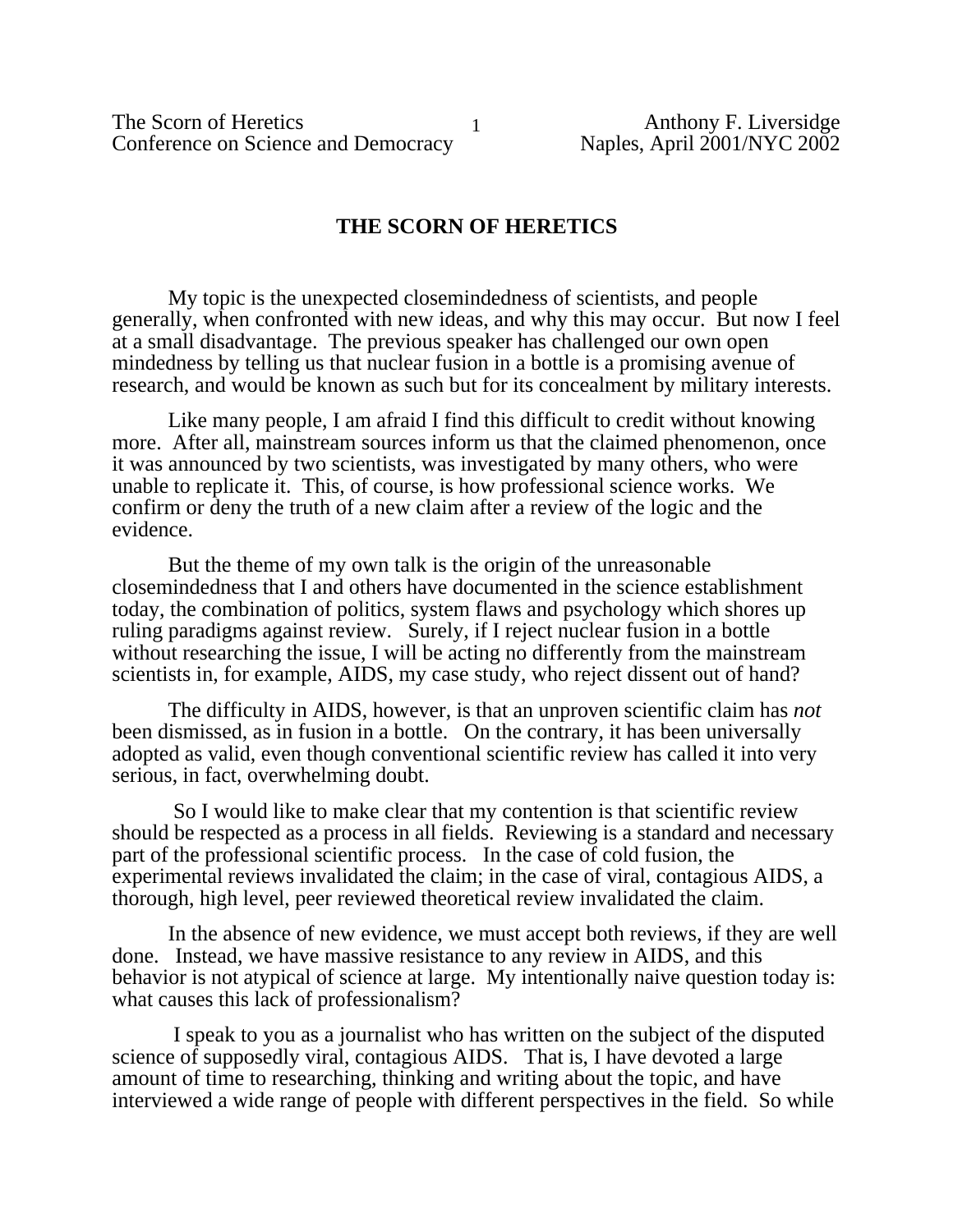# THE SCORN OF HERETICS

My topic is the unexpected closemindedness of scientists, and people generally, when confronted with new ideas, and why this may occur. But now I feel at a small disadvantage. The previous speaker has challenged our own open mindedness by telling us that nuclear fusion in a bottle is a promising avenue of research, and would be known as such but for its concealment by military interests.

Like many people, I am afraid I find this difficult to credit without knowing more. After all, mainstream sources inform us that the claimed phenomenon, once it was announced by two scientists, was investigated by many others, who were unable to replicate it. This, of course, is how professional science works. We confirm or deny the truth of a new claim after a review of the logic and the evidence.

But the theme of my own talk is the origin of the unreasonable closemindedness that I and others have documented in the science establishment today, the combination of politics, system flaws and psychology which shores up ruling paradigms against review. Surely, if I reject nuclear fusion in a bottle without researching the issue, I will be acting no differently from the mainstream scientists in, for example, AIDS, my case study, who reject dissent out of hand?

The difficulty in AIDS, however, is that an unproven scientific claim has *not* been dismissed, as in fusion in a bottle. On the contrary, it has been universally adopted as valid, even though conventional scientific review has called it into very serious, in fact, overwhelming doubt.

So I would like to make clear that my contention is that scientific review should be respected as a process in all fields. Reviewing is a standard and necessary part of the professional scientific process. In the case of cold fusion, the experimental reviews invalidated the claim; in the case of viral, contagious AIDS, a thorough, high level, peer reviewed theoretical review invalidated the claim.

In the absence of new evidence, we must accept both reviews, if they are well done. Instead, we have massive resistance to any review in AIDS, and this behavior is not atypical of science at large. My intentionally naive question today is: what causes this lack of professionalism?

I speak to you as a journalist who has written on the subject of the disputed science of supposedly viral, contagious AIDS. That is, I have devoted a large amount of time to researching, thinking and writing about the topic, and have interviewed a wide range of people with different perspectives in the field. So while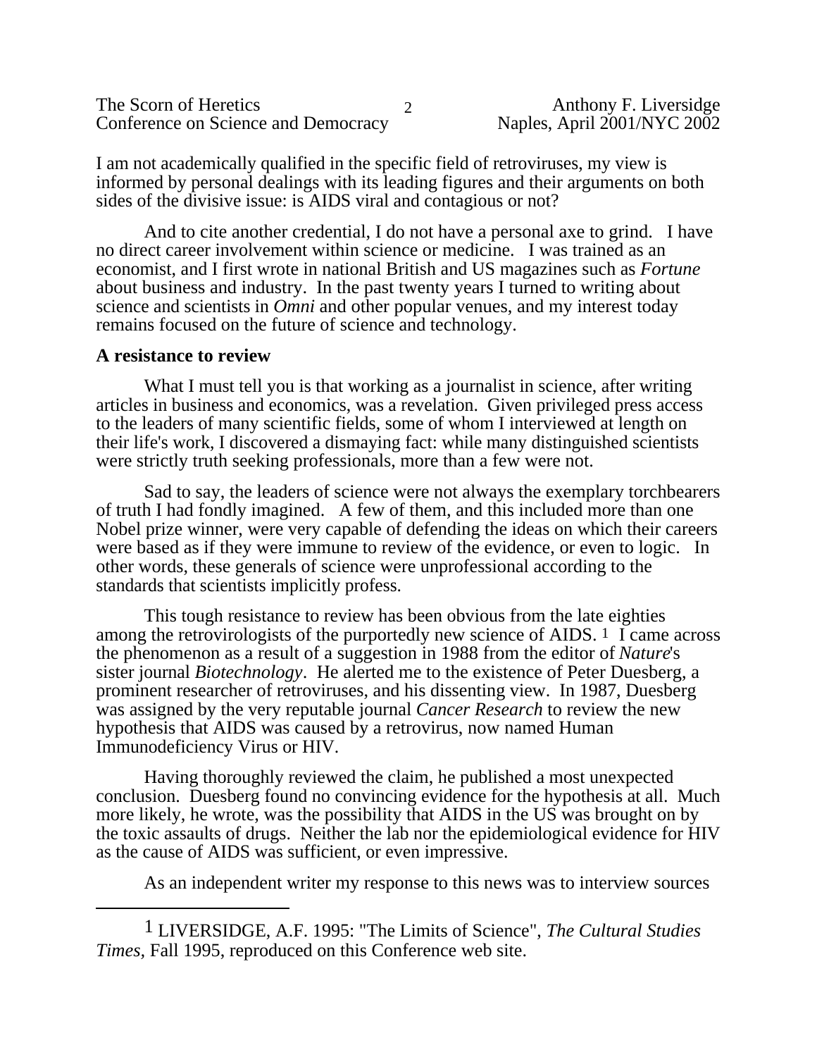I am not academically qualified in the specific field of retroviruses, my view is informed by personal dealings with its leading figures and their arguments on both sides of the divisive issue: is AIDS viral and contagious or not?

And to cite another credential, I do not have a personal axe to grind. I have no direct career involvement within science or medicine. I was trained as an economist, and I first wrote in national British and US magazines such as *Fortune* about business and industry. In the past twenty years I turned to writing about science and scientists in *Omni* and other popular venues, and my interest today remains focused on the future of science and technology.

**A resistance to review**

What I must tell you is that working as a journalist in science, after writing articles in business and economics, was a revelation. Given privileged press access to the leaders of many scientific fields, some of whom I interviewed at length on their life's work, I discovered a dismaying fact: while many distinguished scientists were strictly truth seeking professionals, more than a few were not.

Sad to say, the leaders of science were not always the exemplary torchbearers of truth I had fondly imagined. A few of them, and this included more than one Nobel prize winner, were very capable of defending the ideas on which their careers were based as if they were immune to review of the evidence, or even to logic. In other words, these generals of science were unprofessional according to the standards that scientists implicitly profess.

This tough resistance to review has been obvious from the late eighties among the retrovirologists of the purportedly new science of AIDS. [1] I came across the phenomenon as a result of a suggestion in 1988 from the editor of *Nature*'s sister journal *Biotechnology*. He alerted me to the existence of Peter Duesberg, a prominent researcher of retroviruses, and his dissenting view. In 1987, Duesberg was assigned by the very reputable journal *Cancer Research* to review the new hypothesis that AIDS was caused by a retrovirus, now named Human Immunodeficiency Virus or HIV.

Having thoroughly reviewed the claim, he published a most unexpected conclusion. Duesberg found no convincing evidence for the hypothesis at all. Much more likely, he wrote, was the possibility that AIDS in the US was brought on by the toxic assaults of drugs. Neither the lab nor the epidemiological evidence for HIV as the cause of AIDS was sufficient, or even impressive.

As an independent writer my response to this news was to interview sources

---

[1] LIVERSIDGE, A.F. 1995: "The Limits of Science", *The Cultural Studies Times,* Fall 1995, reproduced on this Conference web site.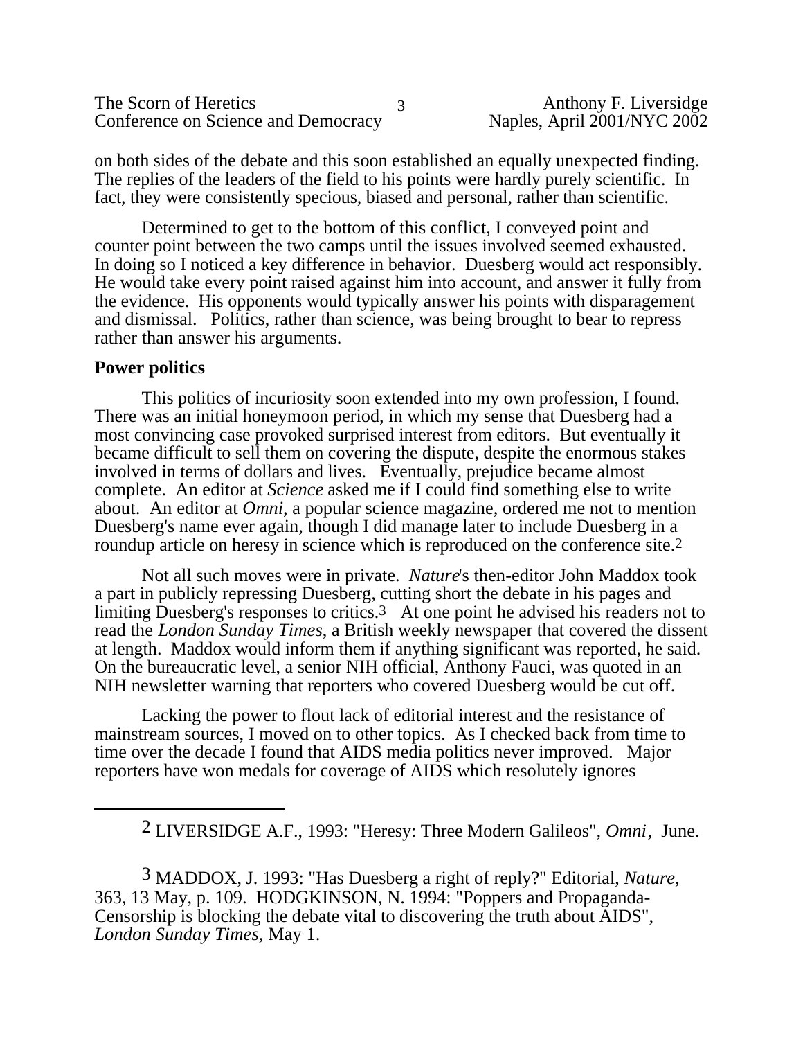on both sides of the debate and this soon established an equally unexpected finding. The replies of the leaders of the field to his points were hardly purely scientific. In fact, they were consistently specious, biased and personal, rather than scientific.

Determined to get to the bottom of this conflict, I conveyed point and counter point between the two camps until the issues involved seemed exhausted. In doing so I noticed a key difference in behavior. Duesberg would act responsibly. He would take every point raised against him into account, and answer it fully from the evidence. His opponents would typically answer his points with disparagement and dismissal. Politics, rather than science, was being brought to bear to repress rather than answer his arguments.

**Power politics**

This politics of incuriosity soon extended into my own profession, I found. There was an initial honeymoon period, in which my sense that Duesberg had a most convincing case provoked surprised interest from editors. But eventually it became difficult to sell them on covering the dispute, despite the enormous stakes involved in terms of dollars and lives. Eventually, prejudice became almost complete. An editor at *Science* asked me if I could find something else to write about. An editor at *Omni*, a popular science magazine, ordered me not to mention Duesberg's name ever again, though I did manage later to include Duesberg in a roundup article on heresy in science which is reproduced on the conference site.[2]

Not all such moves were in private. *Nature*'s then-editor John Maddox took a part in publicly repressing Duesberg, cutting short the debate in his pages and limiting Duesberg's responses to critics.[3] At one point he advised his readers not to read the *London Sunday Times*, a British weekly newspaper that covered the dissent at length. Maddox would inform them if anything significant was reported, he said. On the bureaucratic level, a senior NIH official, Anthony Fauci, was quoted in an NIH newsletter warning that reporters who covered Duesberg would be cut off.

Lacking the power to flout lack of editorial interest and the resistance of mainstream sources, I moved on to other topics. As I checked back from time to time over the decade I found that AIDS media politics never improved. Major reporters have won medals for coverage of AIDS which resolutely ignores

---

[2] LIVERSIDGE A.F., 1993: "Heresy: Three Modern Galileos", *Omni*, June.

[3] MADDOX, J. 1993: "Has Duesberg a right of reply?" Editorial, *Nature*, 363, 13 May, p. 109. HODGKINSON, N. 1994: "Poppers and Propaganda-Censorship is blocking the debate vital to discovering the truth about AIDS", *London Sunday Times*, May 1.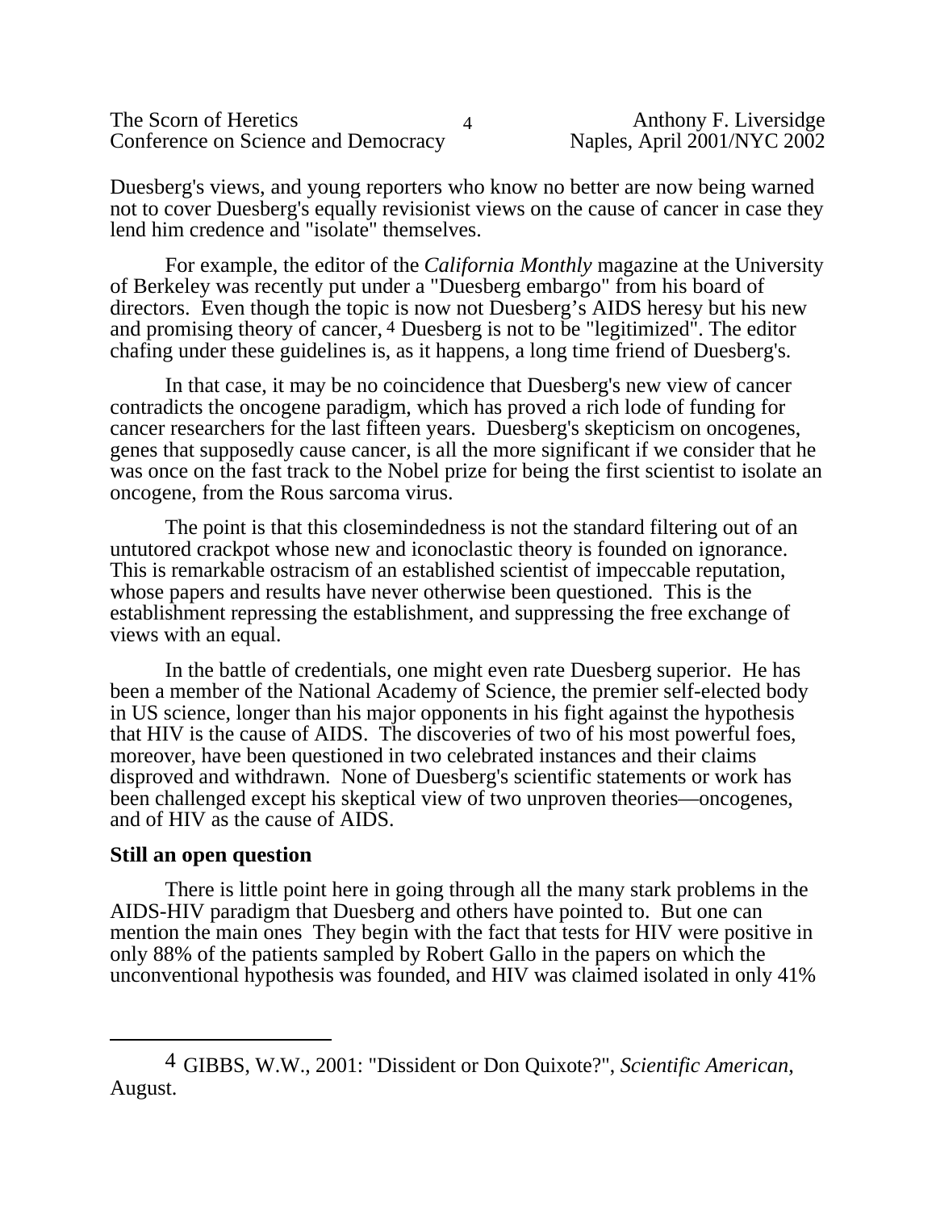Duesberg's views, and young reporters who know no better are now being warned not to cover Duesberg's equally revisionist views on the cause of cancer in case they lend him credence and "isolate" themselves.

For example, the editor of the *California Monthly* magazine at the University of Berkeley was recently put under a "Duesberg embargo" from his board of directors. Even though the topic is now not Duesberg's AIDS heresy but his new and promising theory of cancer, [4] Duesberg is not to be "legitimized". The editor chafing under these guidelines is, as it happens, a long time friend of Duesberg's.

In that case, it may be no coincidence that Duesberg's new view of cancer contradicts the oncogene paradigm, which has proved a rich lode of funding for cancer researchers for the last fifteen years. Duesberg's skepticism on oncogenes, genes that supposedly cause cancer, is all the more significant if we consider that he was once on the fast track to the Nobel prize for being the first scientist to isolate an oncogene, from the Rous sarcoma virus.

The point is that this closemindedness is not the standard filtering out of an untutored crackpot whose new and iconoclastic theory is founded on ignorance. This is remarkable ostracism of an established scientist of impeccable reputation, whose papers and results have never otherwise been questioned. This is the establishment repressing the establishment, and suppressing the free exchange of views with an equal.

In the battle of credentials, one might even rate Duesberg superior. He has been a member of the National Academy of Science, the premier self-elected body in US science, longer than his major opponents in his fight against the hypothesis that HIV is the cause of AIDS. The discoveries of two of his most powerful foes, moreover, have been questioned in two celebrated instances and their claims disproved and withdrawn. None of Duesberg's scientific statements or work has been challenged except his skeptical view of two unproven theories—oncogenes, and of HIV as the cause of AIDS.

**Still an open question**

There is little point here in going through all the many stark problems in the AIDS-HIV paradigm that Duesberg and others have pointed to. But one can mention the main ones They begin with the fact that tests for HIV were positive in only 88% of the patients sampled by Robert Gallo in the papers on which the unconventional hypothesis was founded, and HIV was claimed isolated in only 41%

---

[4] GIBBS, W.W., 2001: "Dissident or Don Quixote?", *Scientific American*, August.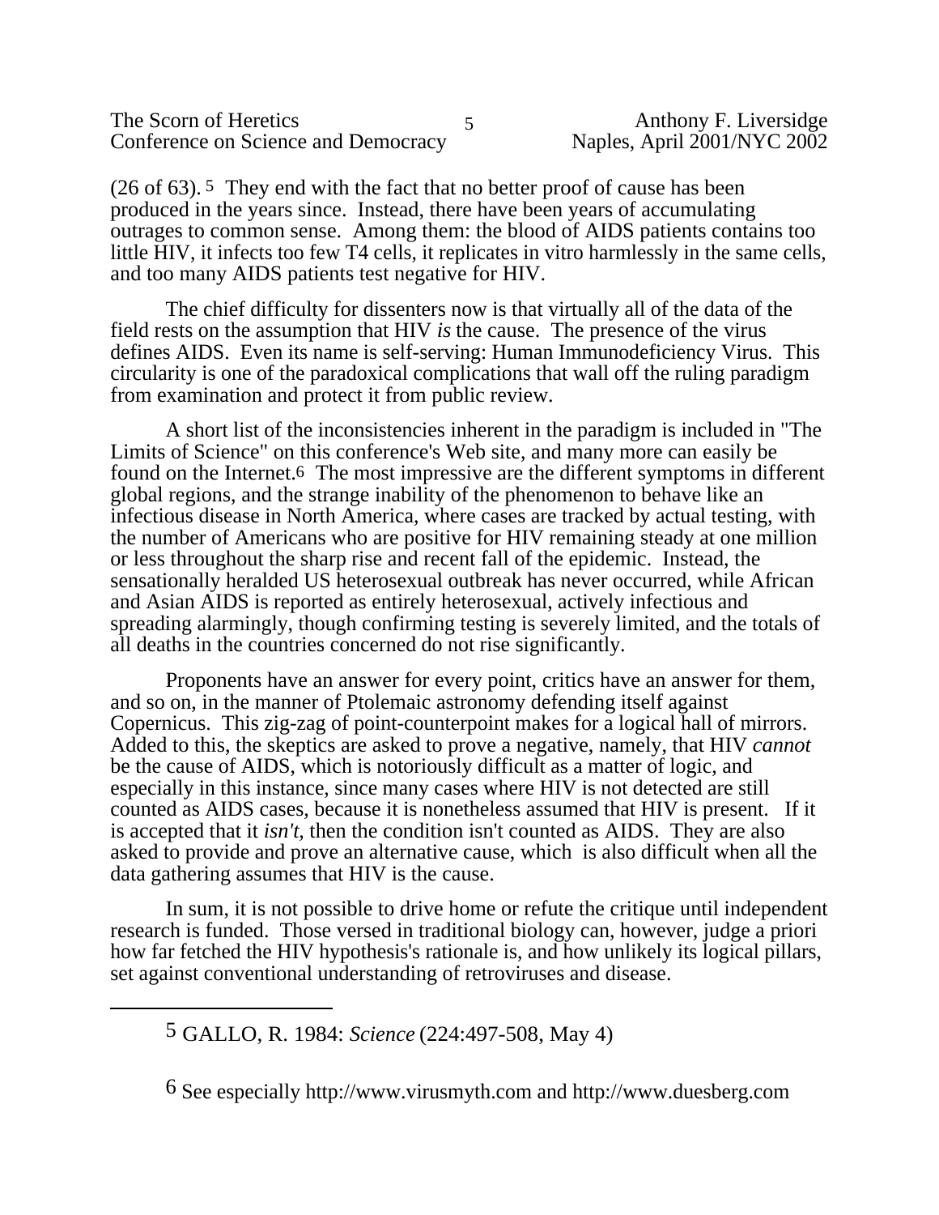(26 of 63).[5] They end with the fact that no better proof of cause has been produced in the years since. Instead, there have been years of accumulating outrages to common sense. Among them: the blood of AIDS patients contains too little HIV, it infects too few T4 cells, it replicates in vitro harmlessly in the same cells, and too many AIDS patients test negative for HIV.

The chief difficulty for dissenters now is that virtually all of the data of the field rests on the assumption that HIV *is* the cause. The presence of the virus defines AIDS. Even its name is self-serving: Human Immunodeficiency Virus. This circularity is one of the paradoxical complications that wall off the ruling paradigm from examination and protect it from public review.

A short list of the inconsistencies inherent in the paradigm is included in "The Limits of Science" on this conference's Web site, and many more can easily be found on the Internet.[6] The most impressive are the different symptoms in different global regions, and the strange inability of the phenomenon to behave like an infectious disease in North America, where cases are tracked by actual testing, with the number of Americans who are positive for HIV remaining steady at one million or less throughout the sharp rise and recent fall of the epidemic. Instead, the sensationally heralded US heterosexual outbreak has never occurred, while African and Asian AIDS is reported as entirely heterosexual, actively infectious and spreading alarmingly, though confirming testing is severely limited, and the totals of all deaths in the countries concerned do not rise significantly.

Proponents have an answer for every point, critics have an answer for them, and so on, in the manner of Ptolemaic astronomy defending itself against Copernicus. This zig-zag of point-counterpoint makes for a logical hall of mirrors. Added to this, the skeptics are asked to prove a negative, namely, that HIV *cannot* be the cause of AIDS, which is notoriously difficult as a matter of logic, and especially in this instance, since many cases where HIV is not detected are still counted as AIDS cases, because it is nonetheless assumed that HIV is present. If it is accepted that it *isn't*, then the condition isn't counted as AIDS. They are also asked to provide and prove an alternative cause, which is also difficult when all the data gathering assumes that HIV is the cause.

In sum, it is not possible to drive home or refute the critique until independent research is funded. Those versed in traditional biology can, however, judge a priori how far fetched the HIV hypothesis's rationale is, and how unlikely its logical pillars, set against conventional understanding of retroviruses and disease.

---

[5] GALLO, R. 1984: *Science* (224:497-508, May 4)

[6] See especially http://www.virusmyth.com and http://www.duesberg.com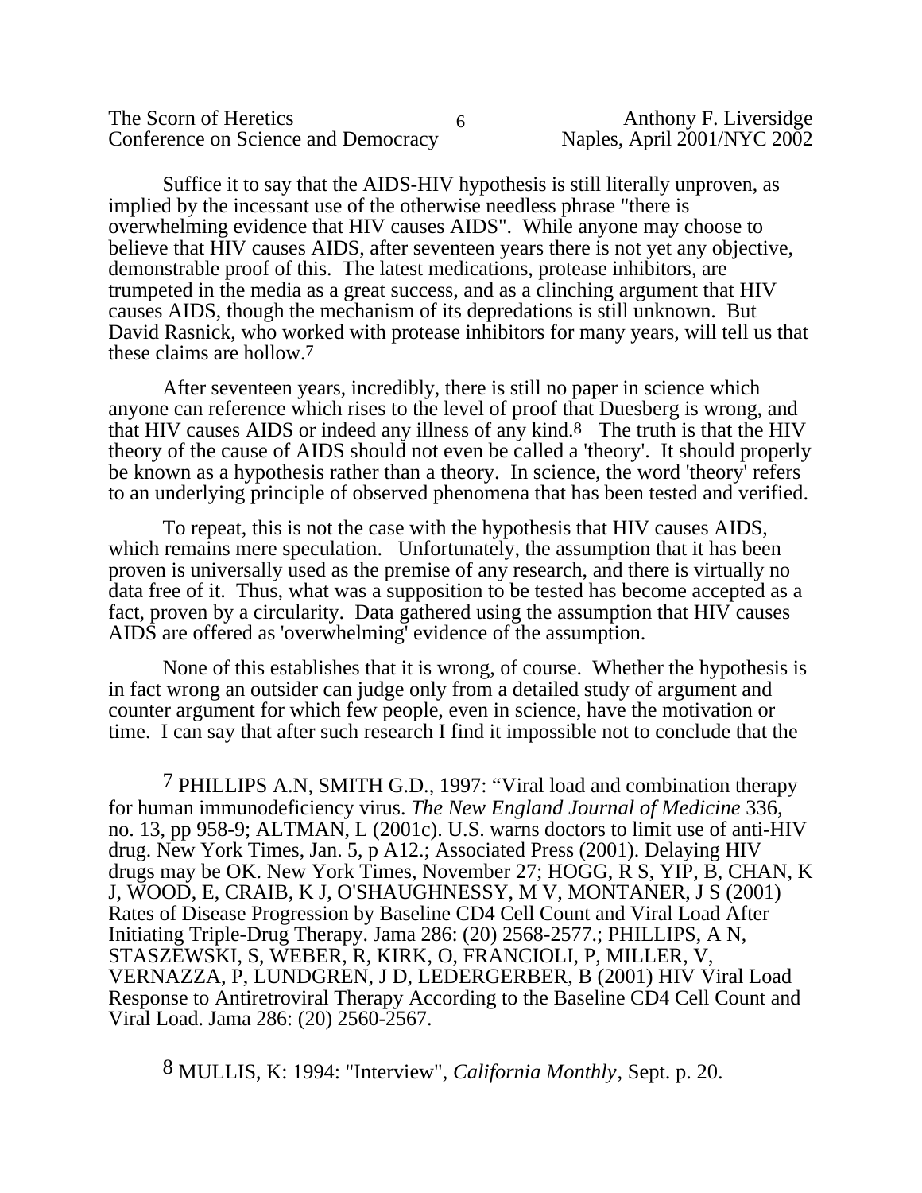Suffice it to say that the AIDS-HIV hypothesis is still literally unproven, as implied by the incessant use of the otherwise needless phrase "there is overwhelming evidence that HIV causes AIDS". While anyone may choose to believe that HIV causes AIDS, after seventeen years there is not yet any objective, demonstrable proof of this. The latest medications, protease inhibitors, are trumpeted in the media as a great success, and as a clinching argument that HIV causes AIDS, though the mechanism of its depredations is still unknown. But David Rasnick, who worked with protease inhibitors for many years, will tell us that these claims are hollow.[7]

After seventeen years, incredibly, there is still no paper in science which anyone can reference which rises to the level of proof that Duesberg is wrong, and that HIV causes AIDS or indeed any illness of any kind.[8] The truth is that the HIV theory of the cause of AIDS should not even be called a 'theory'. It should properly be known as a hypothesis rather than a theory. In science, the word 'theory' refers to an underlying principle of observed phenomena that has been tested and verified.

To repeat, this is not the case with the hypothesis that HIV causes AIDS, which remains mere speculation. Unfortunately, the assumption that it has been proven is universally used as the premise of any research, and there is virtually no data free of it. Thus, what was a supposition to be tested has become accepted as a fact, proven by a circularity. Data gathered using the assumption that HIV causes AIDS are offered as 'overwhelming' evidence of the assumption.

None of this establishes that it is wrong, of course. Whether the hypothesis is in fact wrong an outsider can judge only from a detailed study of argument and counter argument for which few people, even in science, have the motivation or time. I can say that after such research I find it impossible not to conclude that the

---

[7] PHILLIPS A.N, SMITH G.D., 1997: "Viral load and combination therapy for human immunodeficiency virus. *The New England Journal of Medicine* 336, no. 13, pp 958-9; ALTMAN, L (2001c). U.S. warns doctors to limit use of anti-HIV drug. New York Times, Jan. 5, p A12.; Associated Press (2001). Delaying HIV drugs may be OK. New York Times, November 27; HOGG, R S, YIP, B, CHAN, K J, WOOD, E, CRAIB, K J, O'SHAUGHNESSY, M V, MONTANER, J S (2001) Rates of Disease Progression by Baseline CD4 Cell Count and Viral Load After Initiating Triple-Drug Therapy. Jama 286: (20) 2568-2577.; PHILLIPS, A N, STASZEWSKI, S, WEBER, R, KIRK, O, FRANCIOLI, P, MILLER, V, VERNAZZA, P, LUNDGREN, J D, LEDERGERBER, B (2001) HIV Viral Load Response to Antiretroviral Therapy According to the Baseline CD4 Cell Count and Viral Load. Jama 286: (20) 2560-2567.

[8] MULLIS, K: 1994: "Interview", *California Monthly*, Sept. p. 20.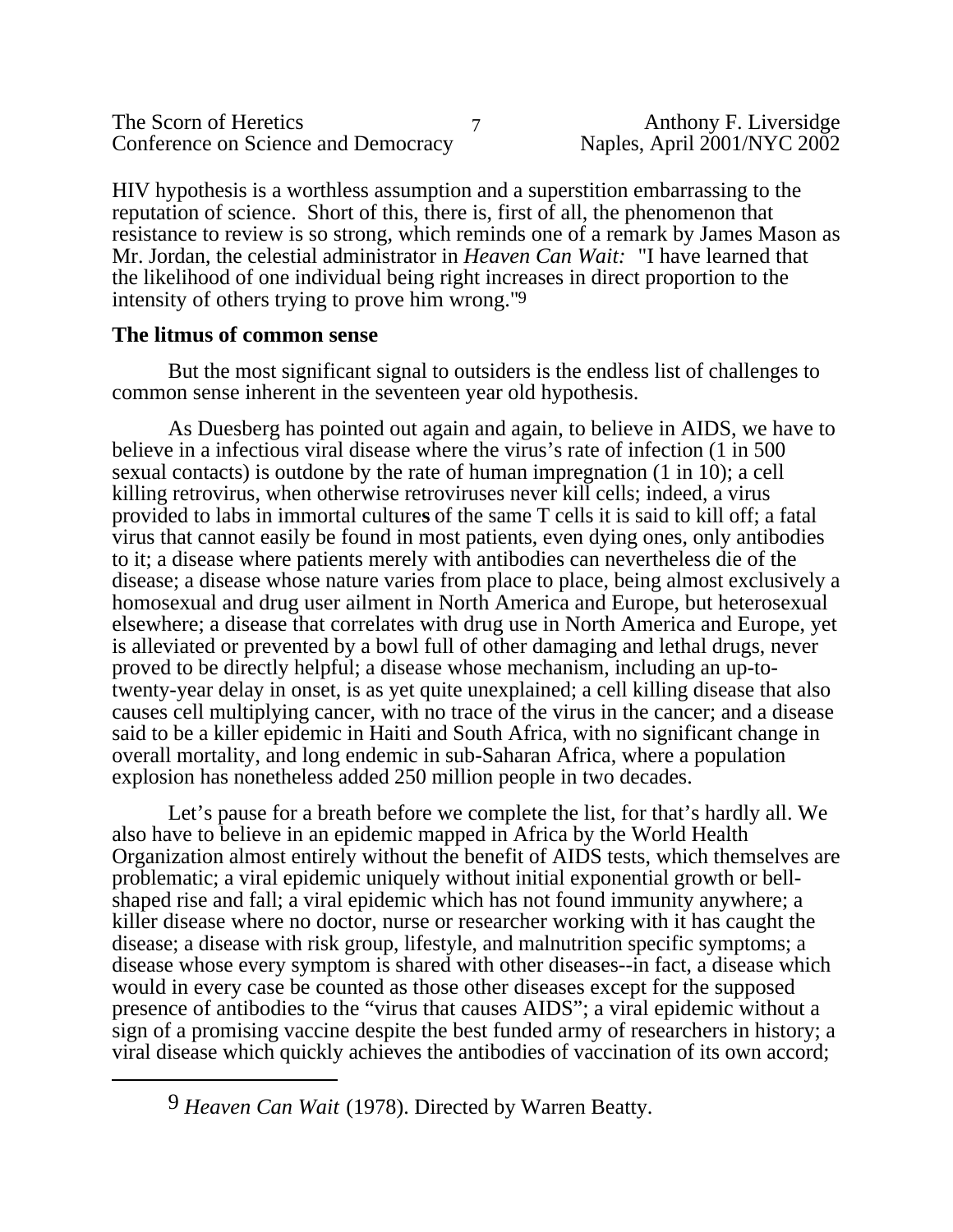HIV hypothesis is a worthless assumption and a superstition embarrassing to the reputation of science. Short of this, there is, first of all, the phenomenon that resistance to review is so strong, which reminds one of a remark by James Mason as Mr. Jordan, the celestial administrator in *Heaven Can Wait:* "I have learned that the likelihood of one individual being right increases in direct proportion to the intensity of others trying to prove him wrong."[9]

### The litmus of common sense

But the most significant signal to outsiders is the endless list of challenges to common sense inherent in the seventeen year old hypothesis.

As Duesberg has pointed out again and again, to believe in AIDS, we have to believe in a infectious viral disease where the virus's rate of infection (1 in 500 sexual contacts) is outdone by the rate of human impregnation (1 in 10); a cell killing retrovirus, when otherwise retroviruses never kill cells; indeed, a virus provided to labs in immortal culture**s** of the same T cells it is said to kill off; a fatal virus that cannot easily be found in most patients, even dying ones, only antibodies to it; a disease where patients merely with antibodies can nevertheless die of the disease; a disease whose nature varies from place to place, being almost exclusively a homosexual and drug user ailment in North America and Europe, but heterosexual elsewhere; a disease that correlates with drug use in North America and Europe, yet is alleviated or prevented by a bowl full of other damaging and lethal drugs, never proved to be directly helpful; a disease whose mechanism, including an up-to-twenty-year delay in onset, is as yet quite unexplained; a cell killing disease that also causes cell multiplying cancer, with no trace of the virus in the cancer; and a disease said to be a killer epidemic in Haiti and South Africa, with no significant change in overall mortality, and long endemic in sub-Saharan Africa, where a population explosion has nonetheless added 250 million people in two decades.

Let's pause for a breath before we complete the list, for that's hardly all. We also have to believe in an epidemic mapped in Africa by the World Health Organization almost entirely without the benefit of AIDS tests, which themselves are problematic; a viral epidemic uniquely without initial exponential growth or bell-shaped rise and fall; a viral epidemic which has not found immunity anywhere; a killer disease where no doctor, nurse or researcher working with it has caught the disease; a disease with risk group, lifestyle, and malnutrition specific symptoms; a disease whose every symptom is shared with other diseases--in fact, a disease which would in every case be counted as those other diseases except for the supposed presence of antibodies to the "virus that causes AIDS"; a viral epidemic without a sign of a promising vaccine despite the best funded army of researchers in history; a viral disease which quickly achieves the antibodies of vaccination of its own accord;

---

[9] *Heaven Can Wait* (1978). Directed by Warren Beatty.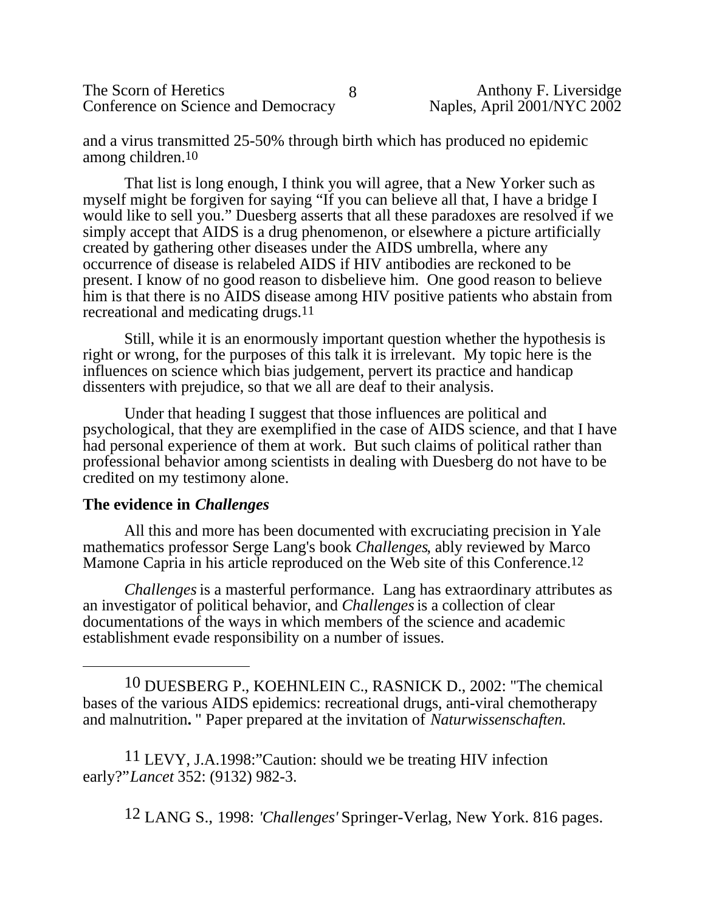and a virus transmitted 25-50% through birth which has produced no epidemic among children.[10]

That list is long enough, I think you will agree, that a New Yorker such as myself might be forgiven for saying "If you can believe all that, I have a bridge I would like to sell you." Duesberg asserts that all these paradoxes are resolved if we simply accept that AIDS is a drug phenomenon, or elsewhere a picture artificially created by gathering other diseases under the AIDS umbrella, where any occurrence of disease is relabeled AIDS if HIV antibodies are reckoned to be present. I know of no good reason to disbelieve him. One good reason to believe him is that there is no AIDS disease among HIV positive patients who abstain from recreational and medicating drugs.[11]

Still, while it is an enormously important question whether the hypothesis is right or wrong, for the purposes of this talk it is irrelevant. My topic here is the influences on science which bias judgement, pervert its practice and handicap dissenters with prejudice, so that we all are deaf to their analysis.

Under that heading I suggest that those influences are political and psychological, that they are exemplified in the case of AIDS science, and that I have had personal experience of them at work. But such claims of political rather than professional behavior among scientists in dealing with Duesberg do not have to be credited on my testimony alone.

## The evidence in *Challenges*

All this and more has been documented with excruciating precision in Yale mathematics professor Serge Lang's book *Challenges*, ably reviewed by Marco Mamone Capria in his article reproduced on the Web site of this Conference.[12]

*Challenges* is a masterful performance. Lang has extraordinary attributes as an investigator of political behavior, and *Challenges* is a collection of clear documentations of the ways in which members of the science and academic establishment evade responsibility on a number of issues.

---

[10] DUESBERG P., KOEHNLEIN C., RASNICK D., 2002: "The chemical bases of the various AIDS epidemics: recreational drugs, anti-viral chemotherapy and malnutrition**.** " Paper prepared at the invitation of *Naturwissenschaften.*

[11] LEVY, J.A.1998:"Caution: should we be treating HIV infection early?"*Lancet* 352: (9132) 982-3.

[12] LANG S., 1998: *'Challenges'* Springer-Verlag, New York. 816 pages.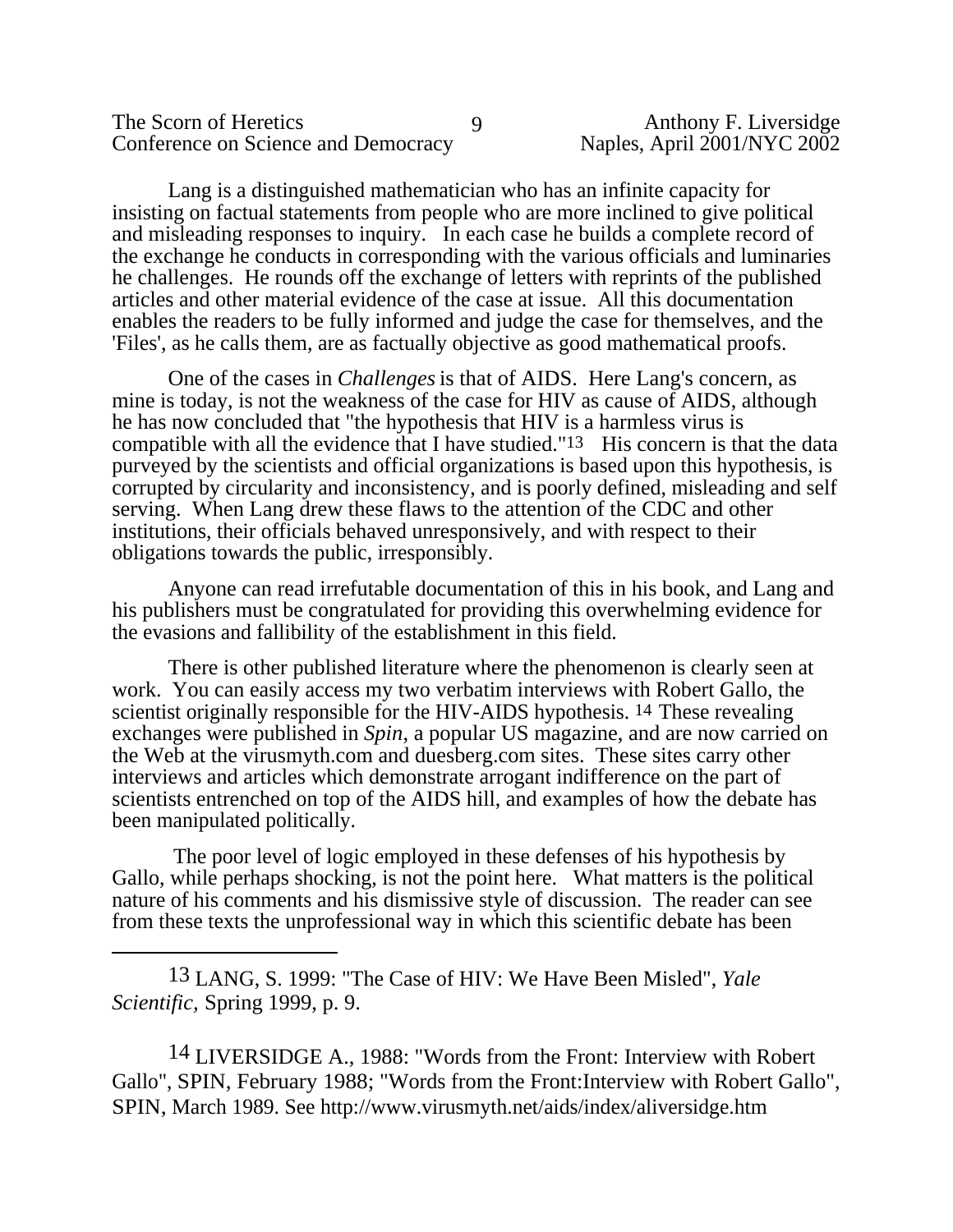Lang is a distinguished mathematician who has an infinite capacity for insisting on factual statements from people who are more inclined to give political and misleading responses to inquiry. In each case he builds a complete record of the exchange he conducts in corresponding with the various officials and luminaries he challenges. He rounds off the exchange of letters with reprints of the published articles and other material evidence of the case at issue. All this documentation enables the readers to be fully informed and judge the case for themselves, and the 'Files', as he calls them, are as factually objective as good mathematical proofs.

One of the cases in *Challenges* is that of AIDS. Here Lang's concern, as mine is today, is not the weakness of the case for HIV as cause of AIDS, although he has now concluded that "the hypothesis that HIV is a harmless virus is compatible with all the evidence that I have studied."[13] His concern is that the data purveyed by the scientists and official organizations is based upon this hypothesis, is corrupted by circularity and inconsistency, and is poorly defined, misleading and self serving. When Lang drew these flaws to the attention of the CDC and other institutions, their officials behaved unresponsively, and with respect to their obligations towards the public, irresponsibly.

Anyone can read irrefutable documentation of this in his book, and Lang and his publishers must be congratulated for providing this overwhelming evidence for the evasions and fallibility of the establishment in this field.

There is other published literature where the phenomenon is clearly seen at work. You can easily access my two verbatim interviews with Robert Gallo, the scientist originally responsible for the HIV-AIDS hypothesis. [14] These revealing exchanges were published in *Spin*, a popular US magazine, and are now carried on the Web at the virusmyth.com and duesberg.com sites. These sites carry other interviews and articles which demonstrate arrogant indifference on the part of scientists entrenched on top of the AIDS hill, and examples of how the debate has been manipulated politically.

The poor level of logic employed in these defenses of his hypothesis by Gallo, while perhaps shocking, is not the point here. What matters is the political nature of his comments and his dismissive style of discussion. The reader can see from these texts the unprofessional way in which this scientific debate has been

---

[13] LANG, S. 1999: "The Case of HIV: We Have Been Misled", *Yale Scientific,* Spring 1999, p. 9.

[14] LIVERSIDGE A., 1988: "Words from the Front: Interview with Robert Gallo", SPIN, February 1988; "Words from the Front:Interview with Robert Gallo", SPIN, March 1989. See http://www.virusmyth.net/aids/index/aliversidge.htm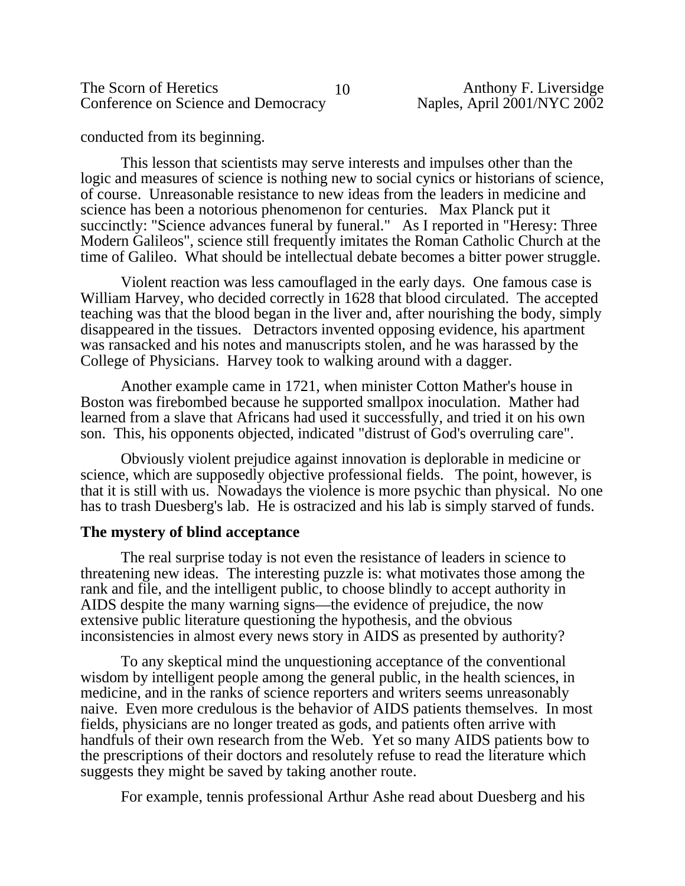conducted from its beginning.

This lesson that scientists may serve interests and impulses other than the logic and measures of science is nothing new to social cynics or historians of science, of course. Unreasonable resistance to new ideas from the leaders in medicine and science has been a notorious phenomenon for centuries. Max Planck put it succinctly: "Science advances funeral by funeral." As I reported in "Heresy: Three Modern Galileos", science still frequently imitates the Roman Catholic Church at the time of Galileo. What should be intellectual debate becomes a bitter power struggle.

Violent reaction was less camouflaged in the early days. One famous case is William Harvey, who decided correctly in 1628 that blood circulated. The accepted teaching was that the blood began in the liver and, after nourishing the body, simply disappeared in the tissues. Detractors invented opposing evidence, his apartment was ransacked and his notes and manuscripts stolen, and he was harassed by the College of Physicians. Harvey took to walking around with a dagger.

Another example came in 1721, when minister Cotton Mather's house in Boston was firebombed because he supported smallpox inoculation. Mather had learned from a slave that Africans had used it successfully, and tried it on his own son. This, his opponents objected, indicated "distrust of God's overruling care".

Obviously violent prejudice against innovation is deplorable in medicine or science, which are supposedly objective professional fields. The point, however, is that it is still with us. Nowadays the violence is more psychic than physical. No one has to trash Duesberg's lab. He is ostracized and his lab is simply starved of funds.

### The mystery of blind acceptance

The real surprise today is not even the resistance of leaders in science to threatening new ideas. The interesting puzzle is: what motivates those among the rank and file, and the intelligent public, to choose blindly to accept authority in AIDS despite the many warning signs—the evidence of prejudice, the now extensive public literature questioning the hypothesis, and the obvious inconsistencies in almost every news story in AIDS as presented by authority?

To any skeptical mind the unquestioning acceptance of the conventional wisdom by intelligent people among the general public, in the health sciences, in medicine, and in the ranks of science reporters and writers seems unreasonably naive. Even more credulous is the behavior of AIDS patients themselves. In most fields, physicians are no longer treated as gods, and patients often arrive with handfuls of their own research from the Web. Yet so many AIDS patients bow to the prescriptions of their doctors and resolutely refuse to read the literature which suggests they might be saved by taking another route.

For example, tennis professional Arthur Ashe read about Duesberg and his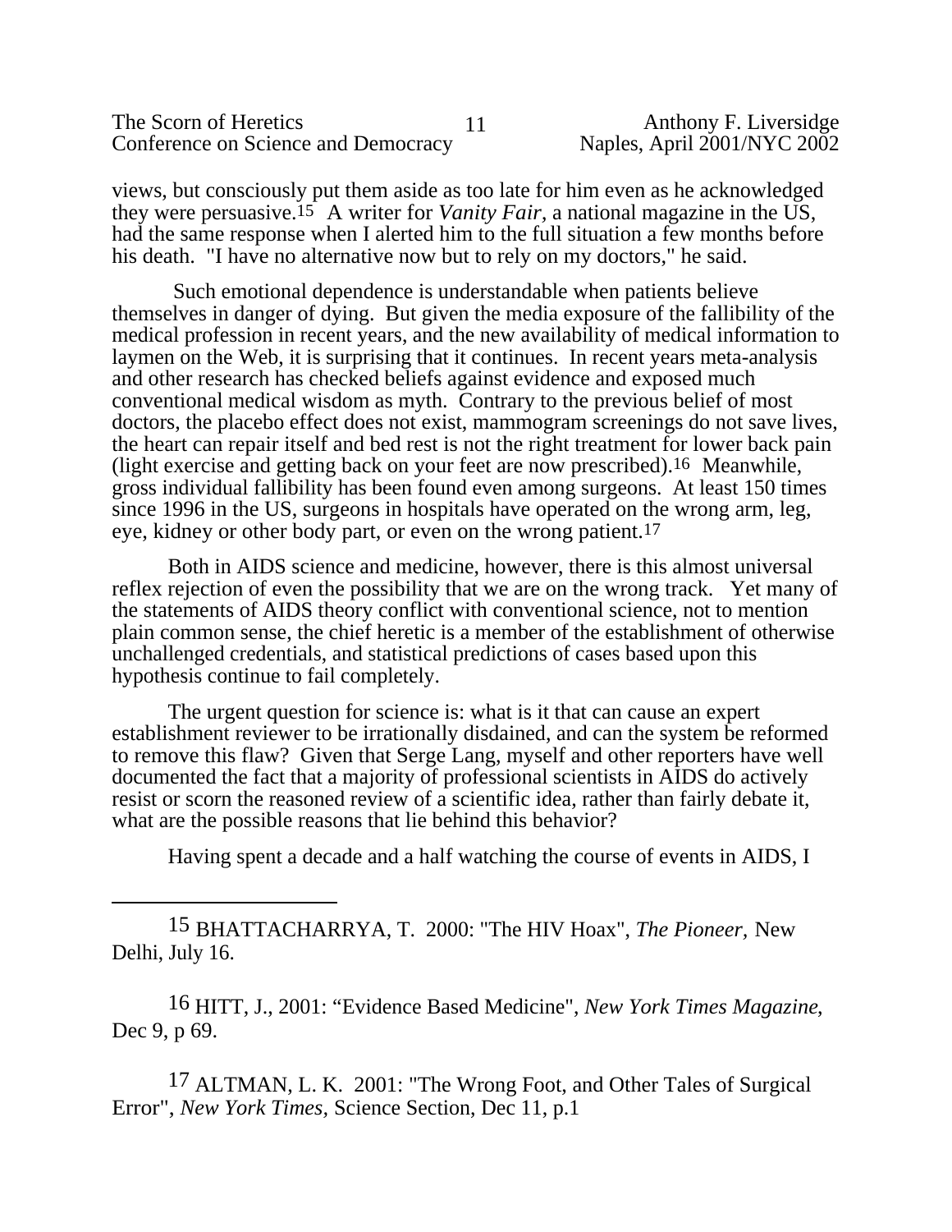views, but consciously put them aside as too late for him even as he acknowledged they were persuasive.[15] A writer for *Vanity Fair,* a national magazine in the US, had the same response when I alerted him to the full situation a few months before his death. "I have no alternative now but to rely on my doctors," he said.

Such emotional dependence is understandable when patients believe themselves in danger of dying. But given the media exposure of the fallibility of the medical profession in recent years, and the new availability of medical information to laymen on the Web, it is surprising that it continues. In recent years meta-analysis and other research has checked beliefs against evidence and exposed much conventional medical wisdom as myth. Contrary to the previous belief of most doctors, the placebo effect does not exist, mammogram screenings do not save lives, the heart can repair itself and bed rest is not the right treatment for lower back pain (light exercise and getting back on your feet are now prescribed).[16] Meanwhile, gross individual fallibility has been found even among surgeons. At least 150 times since 1996 in the US, surgeons in hospitals have operated on the wrong arm, leg, eye, kidney or other body part, or even on the wrong patient.[17]

Both in AIDS science and medicine, however, there is this almost universal reflex rejection of even the possibility that we are on the wrong track. Yet many of the statements of AIDS theory conflict with conventional science, not to mention plain common sense, the chief heretic is a member of the establishment of otherwise unchallenged credentials, and statistical predictions of cases based upon this hypothesis continue to fail completely.

The urgent question for science is: what is it that can cause an expert establishment reviewer to be irrationally disdained, and can the system be reformed to remove this flaw? Given that Serge Lang, myself and other reporters have well documented the fact that a majority of professional scientists in AIDS do actively resist or scorn the reasoned review of a scientific idea, rather than fairly debate it, what are the possible reasons that lie behind this behavior?

Having spent a decade and a half watching the course of events in AIDS, I

---

[15] BHATTACHARRYA, T. 2000: "The HIV Hoax", *The Pioneer,* New Delhi, July 16.

[16] HITT, J., 2001: "Evidence Based Medicine", *New York Times Magazine*, Dec 9, p 69.

[17] ALTMAN, L. K. 2001: "The Wrong Foot, and Other Tales of Surgical Error", *New York Times,* Science Section, Dec 11, p.1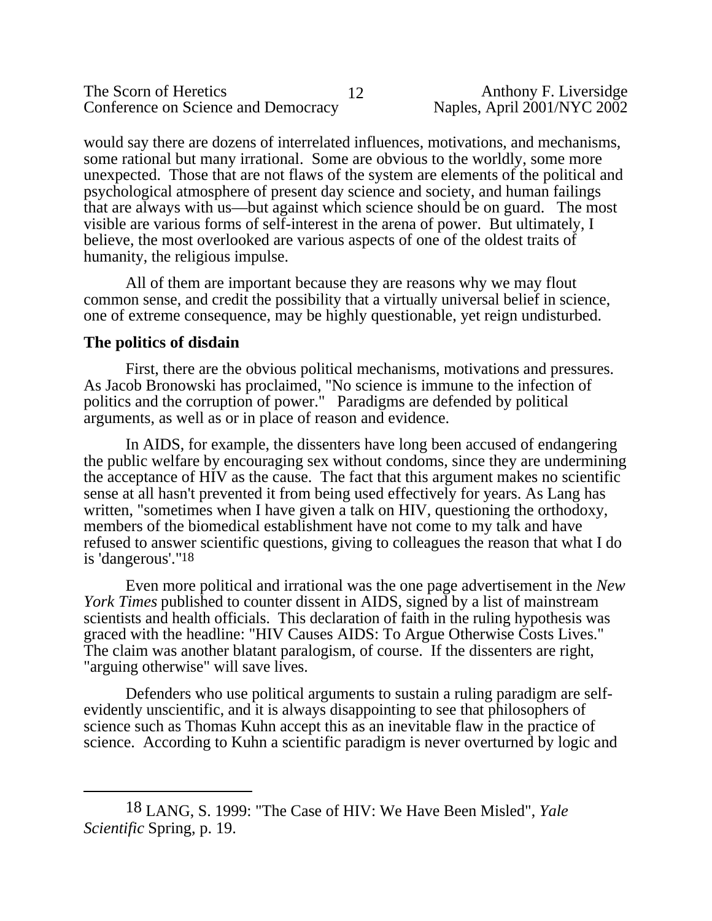would say there are dozens of interrelated influences, motivations, and mechanisms, some rational but many irrational. Some are obvious to the worldly, some more unexpected. Those that are not flaws of the system are elements of the political and psychological atmosphere of present day science and society, and human failings that are always with us—but against which science should be on guard. The most visible are various forms of self-interest in the arena of power. But ultimately, I believe, the most overlooked are various aspects of one of the oldest traits of humanity, the religious impulse.

All of them are important because they are reasons why we may flout common sense, and credit the possibility that a virtually universal belief in science, one of extreme consequence, may be highly questionable, yet reign undisturbed.

**The politics of disdain**

First, there are the obvious political mechanisms, motivations and pressures. As Jacob Bronowski has proclaimed, "No science is immune to the infection of politics and the corruption of power." Paradigms are defended by political arguments, as well as or in place of reason and evidence.

In AIDS, for example, the dissenters have long been accused of endangering the public welfare by encouraging sex without condoms, since they are undermining the acceptance of HIV as the cause. The fact that this argument makes no scientific sense at all hasn't prevented it from being used effectively for years. As Lang has written, "sometimes when I have given a talk on HIV, questioning the orthodoxy, members of the biomedical establishment have not come to my talk and have refused to answer scientific questions, giving to colleagues the reason that what I do is 'dangerous'."[18]

Even more political and irrational was the one page advertisement in the *New York Times* published to counter dissent in AIDS, signed by a list of mainstream scientists and health officials. This declaration of faith in the ruling hypothesis was graced with the headline: "HIV Causes AIDS: To Argue Otherwise Costs Lives." The claim was another blatant paralogism, of course. If the dissenters are right, "arguing otherwise" will save lives.

Defenders who use political arguments to sustain a ruling paradigm are self-evidently unscientific, and it is always disappointing to see that philosophers of science such as Thomas Kuhn accept this as an inevitable flaw in the practice of science. According to Kuhn a scientific paradigm is never overturned by logic and

---

[18] LANG, S. 1999: "The Case of HIV: We Have Been Misled", *Yale Scientific* Spring, p. 19.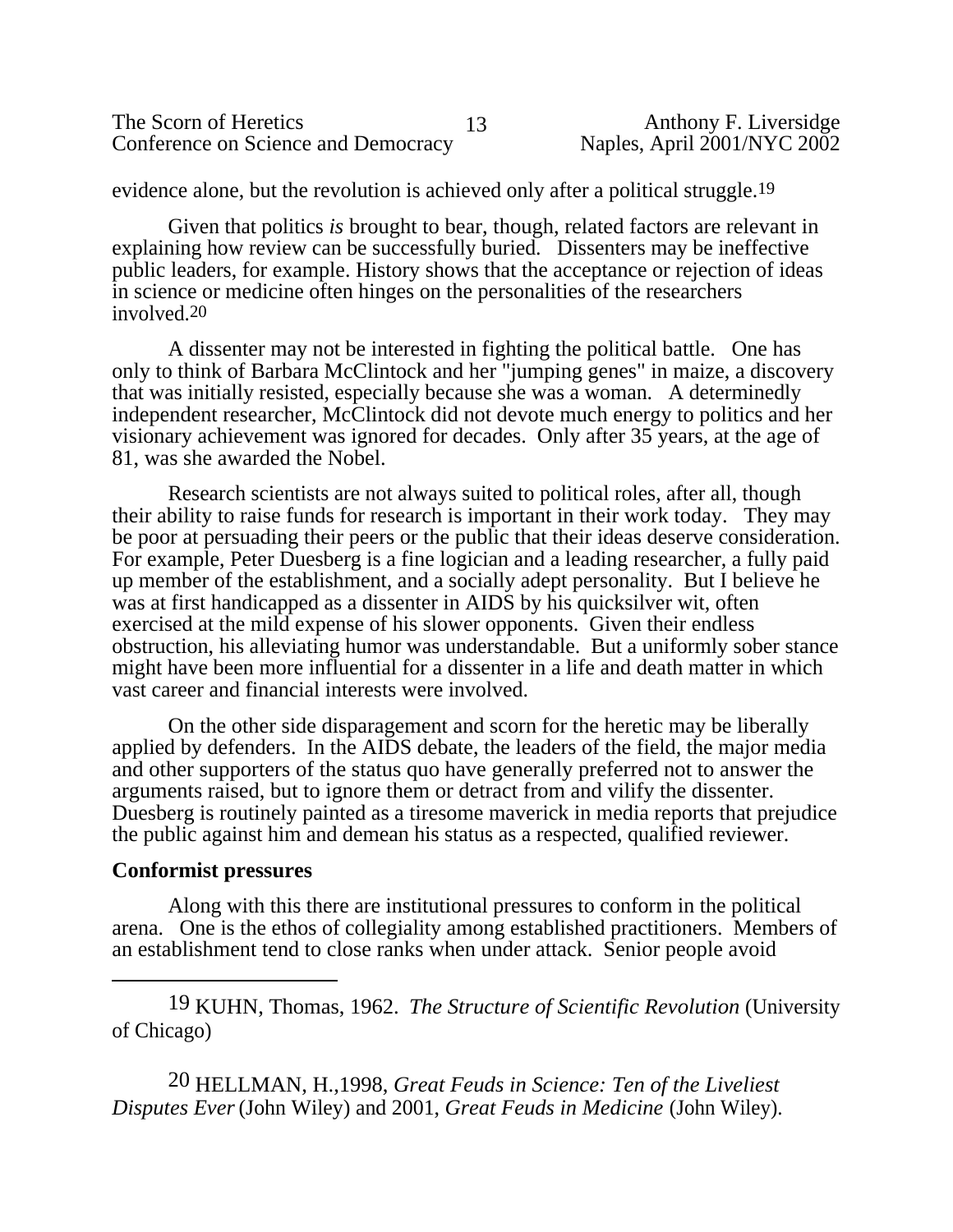evidence alone, but the revolution is achieved only after a political struggle.[19]

Given that politics *is* brought to bear, though, related factors are relevant in explaining how review can be successfully buried. Dissenters may be ineffective public leaders, for example. History shows that the acceptance or rejection of ideas in science or medicine often hinges on the personalities of the researchers involved.[20]

A dissenter may not be interested in fighting the political battle. One has only to think of Barbara McClintock and her "jumping genes" in maize, a discovery that was initially resisted, especially because she was a woman. A determinedly independent researcher, McClintock did not devote much energy to politics and her visionary achievement was ignored for decades. Only after 35 years, at the age of 81, was she awarded the Nobel.

Research scientists are not always suited to political roles, after all, though their ability to raise funds for research is important in their work today. They may be poor at persuading their peers or the public that their ideas deserve consideration. For example, Peter Duesberg is a fine logician and a leading researcher, a fully paid up member of the establishment, and a socially adept personality. But I believe he was at first handicapped as a dissenter in AIDS by his quicksilver wit, often exercised at the mild expense of his slower opponents. Given their endless obstruction, his alleviating humor was understandable. But a uniformly sober stance might have been more influential for a dissenter in a life and death matter in which vast career and financial interests were involved.

On the other side disparagement and scorn for the heretic may be liberally applied by defenders. In the AIDS debate, the leaders of the field, the major media and other supporters of the status quo have generally preferred not to answer the arguments raised, but to ignore them or detract from and vilify the dissenter. Duesberg is routinely painted as a tiresome maverick in media reports that prejudice the public against him and demean his status as a respected, qualified reviewer.

**Conformist pressures**

Along with this there are institutional pressures to conform in the political arena. One is the ethos of collegiality among established practitioners. Members of an establishment tend to close ranks when under attack. Senior people avoid

---

[19] KUHN, Thomas, 1962. *The Structure of Scientific Revolution* (University of Chicago)

[20] HELLMAN, H.,1998, *Great Feuds in Science: Ten of the Liveliest Disputes Ever* (John Wiley) and 2001, *Great Feuds in Medicine* (John Wiley).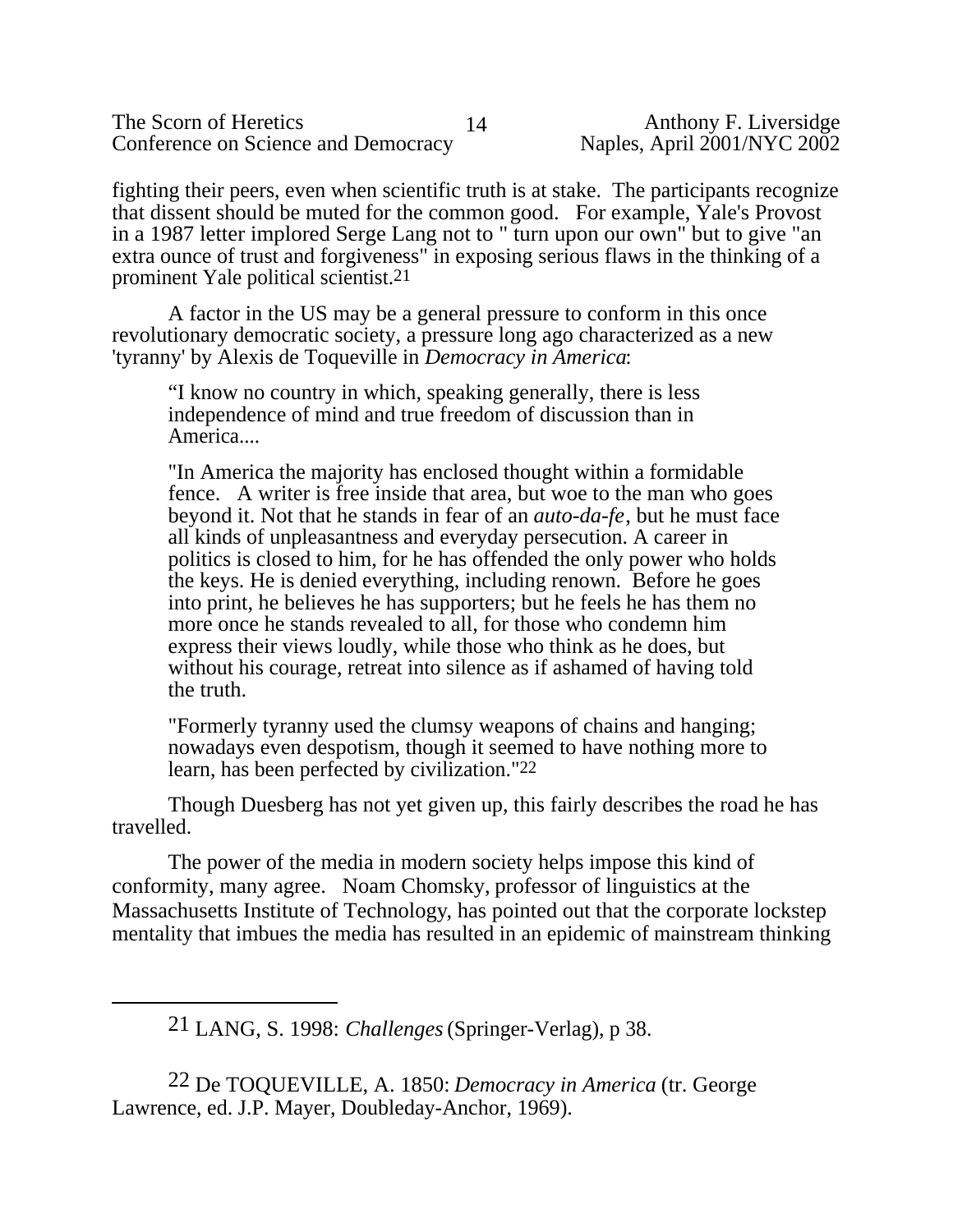fighting their peers, even when scientific truth is at stake. The participants recognize that dissent should be muted for the common good. For example, Yale's Provost in a 1987 letter implored Serge Lang not to " turn upon our own" but to give "an extra ounce of trust and forgiveness" in exposing serious flaws in the thinking of a prominent Yale political scientist.[21]

A factor in the US may be a general pressure to conform in this once revolutionary democratic society, a pressure long ago characterized as a new 'tyranny' by Alexis de Toqueville in *Democracy in America*:

> “I know no country in which, speaking generally, there is less independence of mind and true freedom of discussion than in America....
>
> "In America the majority has enclosed thought within a formidable fence. A writer is free inside that area, but woe to the man who goes beyond it. Not that he stands in fear of an *auto-da-fe*, but he must face all kinds of unpleasantness and everyday persecution. A career in politics is closed to him, for he has offended the only power who holds the keys. He is denied everything, including renown. Before he goes into print, he believes he has supporters; but he feels he has them no more once he stands revealed to all, for those who condemn him express their views loudly, while those who think as he does, but without his courage, retreat into silence as if ashamed of having told the truth.
>
> "Formerly tyranny used the clumsy weapons of chains and hanging; nowadays even despotism, though it seemed to have nothing more to learn, has been perfected by civilization."[22]

Though Duesberg has not yet given up, this fairly describes the road he has travelled.

The power of the media in modern society helps impose this kind of conformity, many agree. Noam Chomsky, professor of linguistics at the Massachusetts Institute of Technology, has pointed out that the corporate lockstep mentality that imbues the media has resulted in an epidemic of mainstream thinking

---

[21] LANG, S. 1998: *Challenges* (Springer-Verlag), p 38.

[22] De TOQUEVILLE, A. 1850: *Democracy in America* (tr. George Lawrence, ed. J.P. Mayer, Doubleday-Anchor, 1969).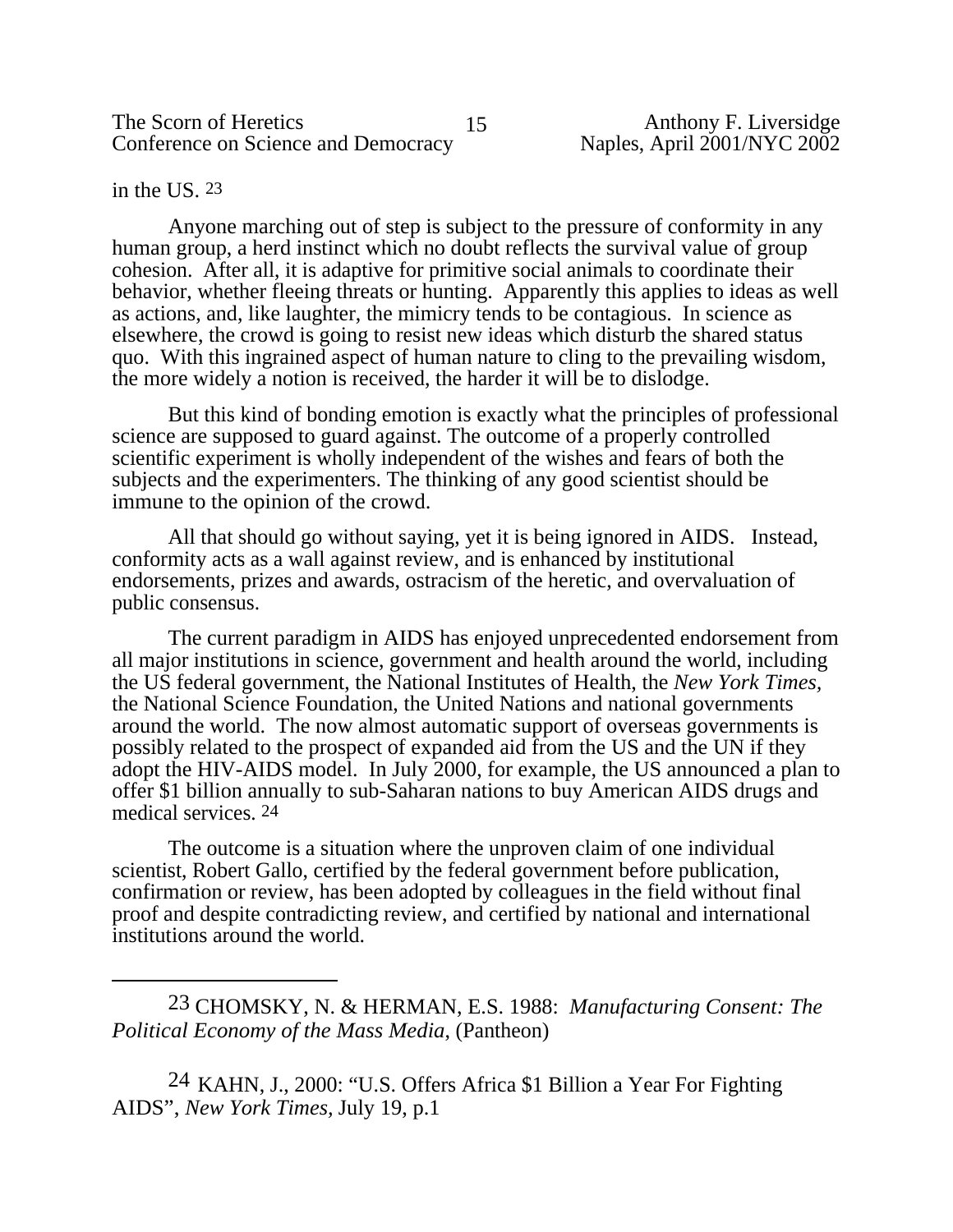in the US. [23]

Anyone marching out of step is subject to the pressure of conformity in any human group, a herd instinct which no doubt reflects the survival value of group cohesion. After all, it is adaptive for primitive social animals to coordinate their behavior, whether fleeing threats or hunting. Apparently this applies to ideas as well as actions, and, like laughter, the mimicry tends to be contagious. In science as elsewhere, the crowd is going to resist new ideas which disturb the shared status quo. With this ingrained aspect of human nature to cling to the prevailing wisdom, the more widely a notion is received, the harder it will be to dislodge.

But this kind of bonding emotion is exactly what the principles of professional science are supposed to guard against. The outcome of a properly controlled scientific experiment is wholly independent of the wishes and fears of both the subjects and the experimenters. The thinking of any good scientist should be immune to the opinion of the crowd.

All that should go without saying, yet it is being ignored in AIDS. Instead, conformity acts as a wall against review, and is enhanced by institutional endorsements, prizes and awards, ostracism of the heretic, and overvaluation of public consensus.

The current paradigm in AIDS has enjoyed unprecedented endorsement from all major institutions in science, government and health around the world, including the US federal government, the National Institutes of Health, the *New York Times*, the National Science Foundation, the United Nations and national governments around the world. The now almost automatic support of overseas governments is possibly related to the prospect of expanded aid from the US and the UN if they adopt the HIV-AIDS model. In July 2000, for example, the US announced a plan to offer $1 billion annually to sub-Saharan nations to buy American AIDS drugs and medical services. [24]

The outcome is a situation where the unproven claim of one individual scientist, Robert Gallo, certified by the federal government before publication, confirmation or review, has been adopted by colleagues in the field without final proof and despite contradicting review, and certified by national and international institutions around the world.

---

[23] CHOMSKY, N. & HERMAN, E.S. 1988: *Manufacturing Consent: The Political Economy of the Mass Media*, (Pantheon)

[24] KAHN, J., 2000: "U.S. Offers Africa $1 Billion a Year For Fighting AIDS", *New York Times*, July 19, p.1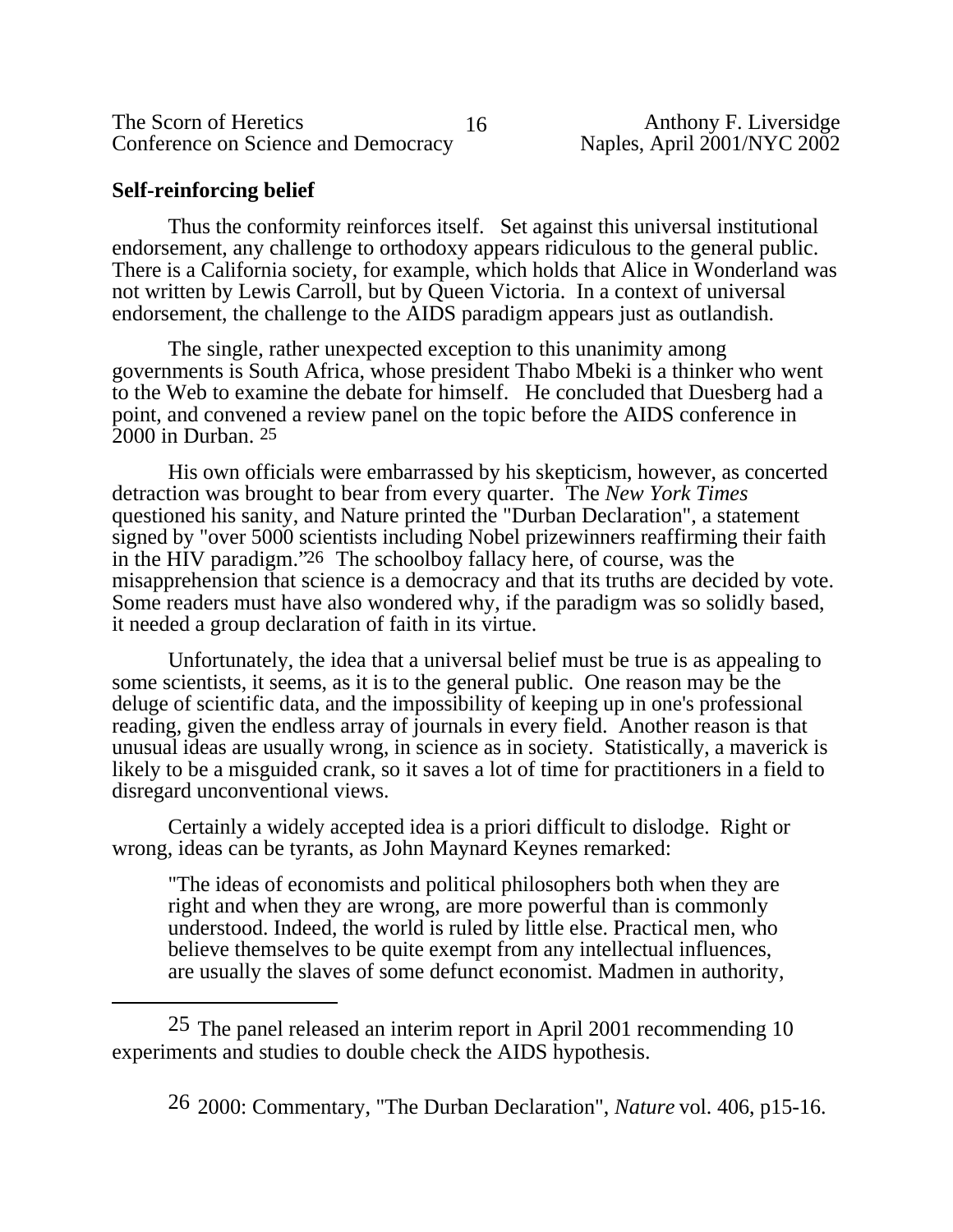## Self-reinforcing belief

Thus the conformity reinforces itself. Set against this universal institutional endorsement, any challenge to orthodoxy appears ridiculous to the general public. There is a California society, for example, which holds that Alice in Wonderland was not written by Lewis Carroll, but by Queen Victoria. In a context of universal endorsement, the challenge to the AIDS paradigm appears just as outlandish.

The single, rather unexpected exception to this unanimity among governments is South Africa, whose president Thabo Mbeki is a thinker who went to the Web to examine the debate for himself. He concluded that Duesberg had a point, and convened a review panel on the topic before the AIDS conference in 2000 in Durban. [25]

His own officials were embarrassed by his skepticism, however, as concerted detraction was brought to bear from every quarter. The *New York Times* questioned his sanity, and Nature printed the "Durban Declaration", a statement signed by "over 5000 scientists including Nobel prizewinners reaffirming their faith in the HIV paradigm."[26] The schoolboy fallacy here, of course, was the misapprehension that science is a democracy and that its truths are decided by vote. Some readers must have also wondered why, if the paradigm was so solidly based, it needed a group declaration of faith in its virtue.

Unfortunately, the idea that a universal belief must be true is as appealing to some scientists, it seems, as it is to the general public. One reason may be the deluge of scientific data, and the impossibility of keeping up in one's professional reading, given the endless array of journals in every field. Another reason is that unusual ideas are usually wrong, in science as in society. Statistically, a maverick is likely to be a misguided crank, so it saves a lot of time for practitioners in a field to disregard unconventional views.

Certainly a widely accepted idea is a priori difficult to dislodge. Right or wrong, ideas can be tyrants, as John Maynard Keynes remarked:

> "The ideas of economists and political philosophers both when they are right and when they are wrong, are more powerful than is commonly understood. Indeed, the world is ruled by little else. Practical men, who believe themselves to be quite exempt from any intellectual influences, are usually the slaves of some defunct economist. Madmen in authority,

---

[25] The panel released an interim report in April 2001 recommending 10 experiments and studies to double check the AIDS hypothesis.

[26] 2000: Commentary, "The Durban Declaration", *Nature* vol. 406, p15-16.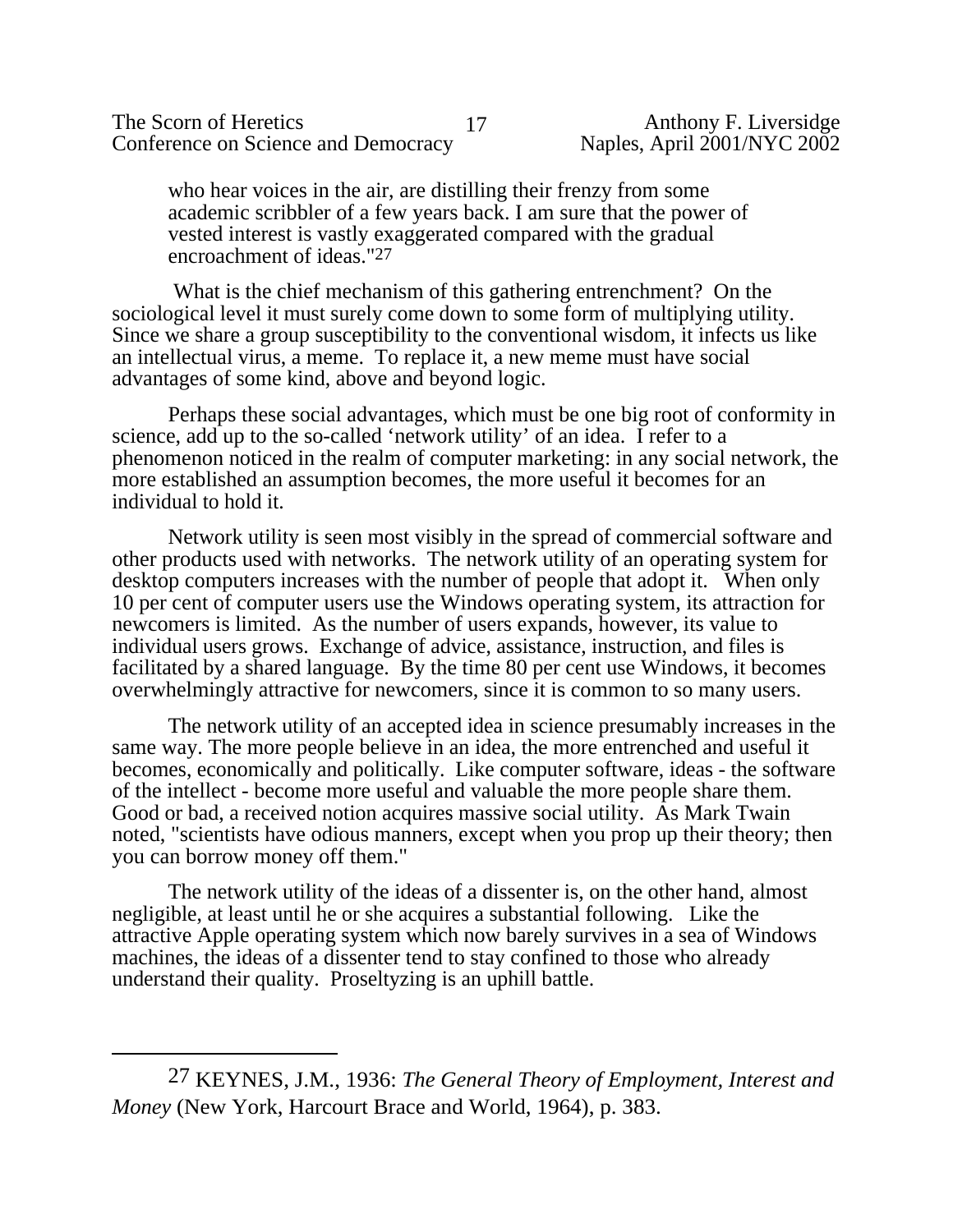> who hear voices in the air, are distilling their frenzy from some academic scribbler of a few years back. I am sure that the power of vested interest is vastly exaggerated compared with the gradual encroachment of ideas."[27]

What is the chief mechanism of this gathering entrenchment? On the sociological level it must surely come down to some form of multiplying utility. Since we share a group susceptibility to the conventional wisdom, it infects us like an intellectual virus, a meme. To replace it, a new meme must have social advantages of some kind, above and beyond logic.

Perhaps these social advantages, which must be one big root of conformity in science, add up to the so-called 'network utility' of an idea. I refer to a phenomenon noticed in the realm of computer marketing: in any social network, the more established an assumption becomes, the more useful it becomes for an individual to hold it.

Network utility is seen most visibly in the spread of commercial software and other products used with networks. The network utility of an operating system for desktop computers increases with the number of people that adopt it. When only 10 per cent of computer users use the Windows operating system, its attraction for newcomers is limited. As the number of users expands, however, its value to individual users grows. Exchange of advice, assistance, instruction, and files is facilitated by a shared language. By the time 80 per cent use Windows, it becomes overwhelmingly attractive for newcomers, since it is common to so many users.

The network utility of an accepted idea in science presumably increases in the same way. The more people believe in an idea, the more entrenched and useful it becomes, economically and politically. Like computer software, ideas - the software of the intellect - become more useful and valuable the more people share them. Good or bad, a received notion acquires massive social utility. As Mark Twain noted, "scientists have odious manners, except when you prop up their theory; then you can borrow money off them."

The network utility of the ideas of a dissenter is, on the other hand, almost negligible, at least until he or she acquires a substantial following. Like the attractive Apple operating system which now barely survives in a sea of Windows machines, the ideas of a dissenter tend to stay confined to those who already understand their quality. Proseltyzing is an uphill battle.

---

[27] KEYNES, J.M., 1936: *The General Theory of Employment, Interest and Money* (New York, Harcourt Brace and World, 1964), p. 383.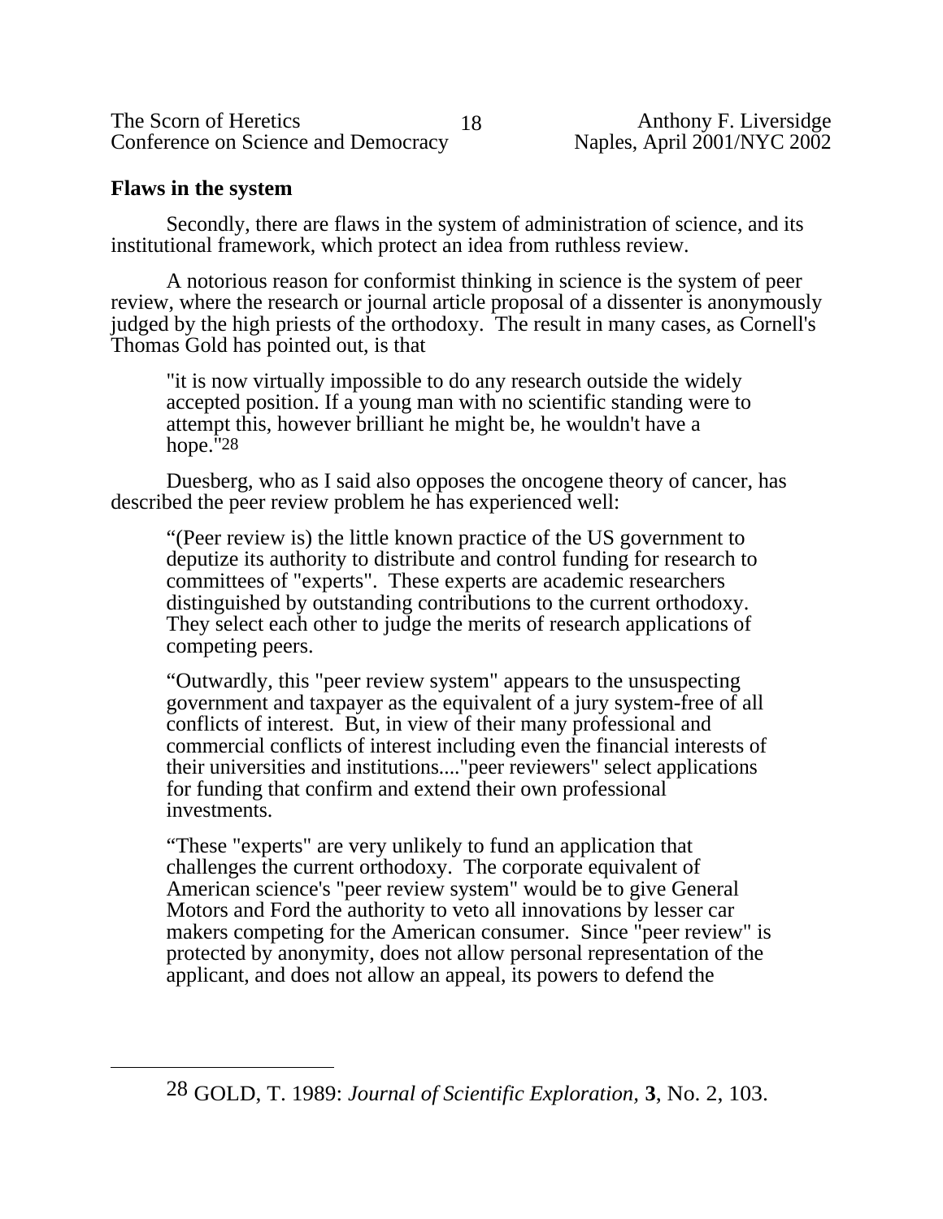## Flaws in the system

Secondly, there are flaws in the system of administration of science, and its institutional framework, which protect an idea from ruthless review.

A notorious reason for conformist thinking in science is the system of peer review, where the research or journal article proposal of a dissenter is anonymously judged by the high priests of the orthodoxy. The result in many cases, as Cornell's Thomas Gold has pointed out, is that

> "it is now virtually impossible to do any research outside the widely accepted position. If a young man with no scientific standing were to attempt this, however brilliant he might be, he wouldn't have a hope."[28]

Duesberg, who as I said also opposes the oncogene theory of cancer, has described the peer review problem he has experienced well:

> "(Peer review is) the little known practice of the US government to deputize its authority to distribute and control funding for research to committees of "experts". These experts are academic researchers distinguished by outstanding contributions to the current orthodoxy. They select each other to judge the merits of research applications of competing peers.
>
> "Outwardly, this "peer review system" appears to the unsuspecting government and taxpayer as the equivalent of a jury system-free of all conflicts of interest. But, in view of their many professional and commercial conflicts of interest including even the financial interests of their universities and institutions...."peer reviewers" select applications for funding that confirm and extend their own professional investments.
>
> "These "experts" are very unlikely to fund an application that challenges the current orthodoxy. The corporate equivalent of American science's "peer review system" would be to give General Motors and Ford the authority to veto all innovations by lesser car makers competing for the American consumer. Since "peer review" is protected by anonymity, does not allow personal representation of the applicant, and does not allow an appeal, its powers to defend the

---

[28] GOLD, T. 1989: *Journal of Scientific Exploration,* **3**, No. 2, 103.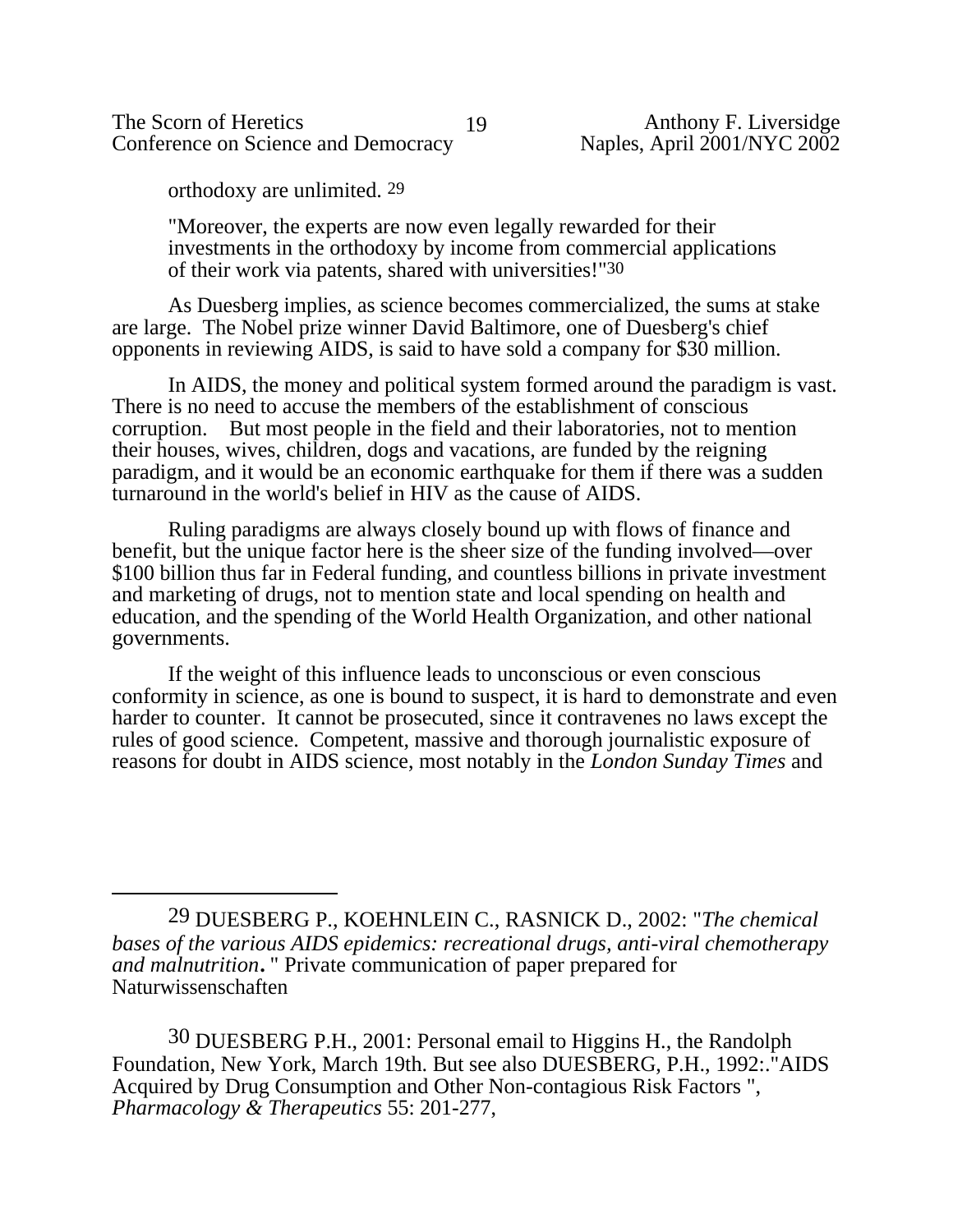orthodoxy are unlimited. [29]

"Moreover, the experts are now even legally rewarded for their investments in the orthodoxy by income from commercial applications of their work via patents, shared with universities!"[30]

As Duesberg implies, as science becomes commercialized, the sums at stake are large. The Nobel prize winner David Baltimore, one of Duesberg's chief opponents in reviewing AIDS, is said to have sold a company for $30 million.

In AIDS, the money and political system formed around the paradigm is vast. There is no need to accuse the members of the establishment of conscious corruption. But most people in the field and their laboratories, not to mention their houses, wives, children, dogs and vacations, are funded by the reigning paradigm, and it would be an economic earthquake for them if there was a sudden turnaround in the world's belief in HIV as the cause of AIDS.

Ruling paradigms are always closely bound up with flows of finance and benefit, but the unique factor here is the sheer size of the funding involved—over $100 billion thus far in Federal funding, and countless billions in private investment and marketing of drugs, not to mention state and local spending on health and education, and the spending of the World Health Organization, and other national governments.

If the weight of this influence leads to unconscious or even conscious conformity in science, as one is bound to suspect, it is hard to demonstrate and even harder to counter. It cannot be prosecuted, since it contravenes no laws except the rules of good science. Competent, massive and thorough journalistic exposure of reasons for doubt in AIDS science, most notably in the *London Sunday Times* and

---

[29] DUESBERG P., KOEHNLEIN C., RASNICK D., 2002: "*The chemical bases of the various AIDS epidemics: recreational drugs, anti-viral chemotherapy and malnutrition***.** " Private communication of paper prepared for Naturwissenschaften

[30] DUESBERG P.H., 2001: Personal email to Higgins H., the Randolph Foundation, New York, March 19th. But see also DUESBERG, P.H., 1992:."AIDS Acquired by Drug Consumption and Other Non-contagious Risk Factors ", *Pharmacology & Therapeutics* 55: 201-277,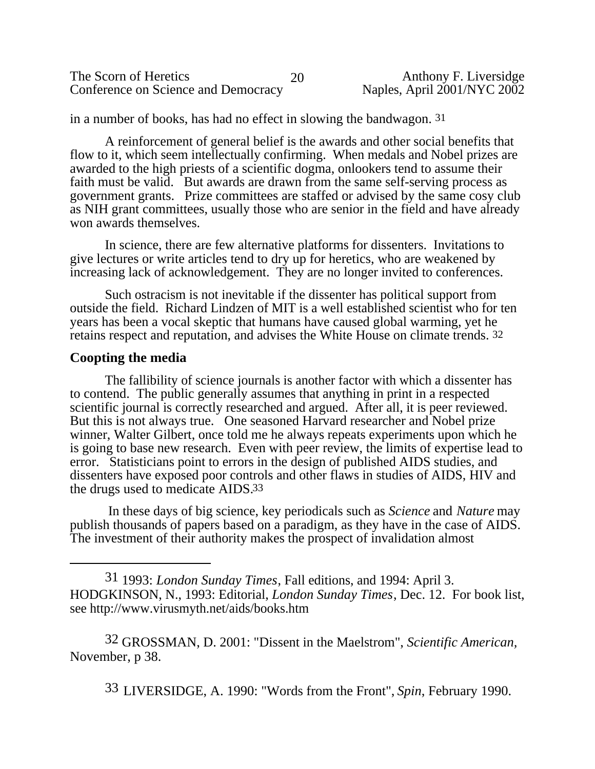in a number of books, has had no effect in slowing the bandwagon. [31]

A reinforcement of general belief is the awards and other social benefits that flow to it, which seem intellectually confirming. When medals and Nobel prizes are awarded to the high priests of a scientific dogma, onlookers tend to assume their faith must be valid. But awards are drawn from the same self-serving process as government grants. Prize committees are staffed or advised by the same cosy club as NIH grant committees, usually those who are senior in the field and have already won awards themselves.

In science, there are few alternative platforms for dissenters. Invitations to give lectures or write articles tend to dry up for heretics, who are weakened by increasing lack of acknowledgement. They are no longer invited to conferences.

Such ostracism is not inevitable if the dissenter has political support from outside the field. Richard Lindzen of MIT is a well established scientist who for ten years has been a vocal skeptic that humans have caused global warming, yet he retains respect and reputation, and advises the White House on climate trends. [32]

**Coopting the media**

The fallibility of science journals is another factor with which a dissenter has to contend. The public generally assumes that anything in print in a respected scientific journal is correctly researched and argued. After all, it is peer reviewed. But this is not always true. One seasoned Harvard researcher and Nobel prize winner, Walter Gilbert, once told me he always repeats experiments upon which he is going to base new research. Even with peer review, the limits of expertise lead to error. Statisticians point to errors in the design of published AIDS studies, and dissenters have exposed poor controls and other flaws in studies of AIDS, HIV and the drugs used to medicate AIDS.[33]

In these days of big science, key periodicals such as *Science* and *Nature* may publish thousands of papers based on a paradigm, as they have in the case of AIDS. The investment of their authority makes the prospect of invalidation almost

---

[31] 1993: *London Sunday Times*, Fall editions, and 1994: April 3. HODGKINSON, N., 1993: Editorial, *London Sunday Times*, Dec. 12. For book list, see http://www.virusmyth.net/aids/books.htm

[32] GROSSMAN, D. 2001: "Dissent in the Maelstrom", *Scientific American,* November, p 38.

[33] LIVERSIDGE, A. 1990: "Words from the Front", *Spin*, February 1990.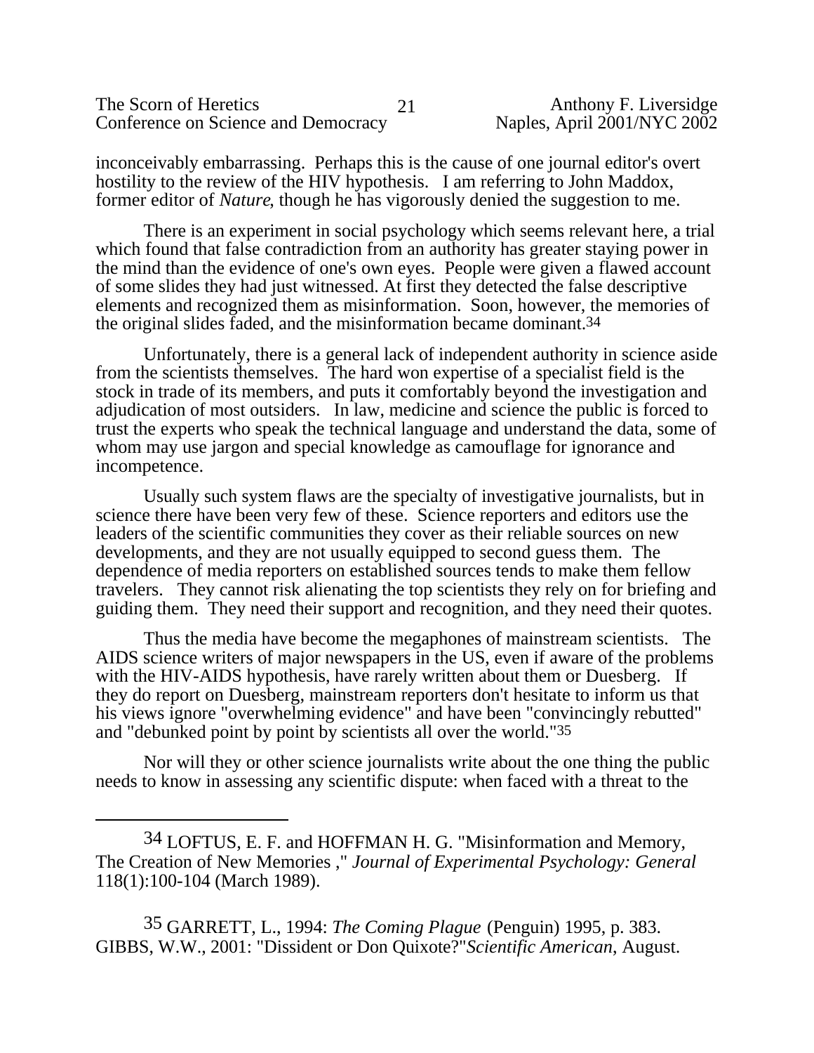inconceivably embarrassing. Perhaps this is the cause of one journal editor's overt hostility to the review of the HIV hypothesis. I am referring to John Maddox, former editor of *Nature*, though he has vigorously denied the suggestion to me.

There is an experiment in social psychology which seems relevant here, a trial which found that false contradiction from an authority has greater staying power in the mind than the evidence of one's own eyes. People were given a flawed account of some slides they had just witnessed. At first they detected the false descriptive elements and recognized them as misinformation. Soon, however, the memories of the original slides faded, and the misinformation became dominant.[34]

Unfortunately, there is a general lack of independent authority in science aside from the scientists themselves. The hard won expertise of a specialist field is the stock in trade of its members, and puts it comfortably beyond the investigation and adjudication of most outsiders. In law, medicine and science the public is forced to trust the experts who speak the technical language and understand the data, some of whom may use jargon and special knowledge as camouflage for ignorance and incompetence.

Usually such system flaws are the specialty of investigative journalists, but in science there have been very few of these. Science reporters and editors use the leaders of the scientific communities they cover as their reliable sources on new developments, and they are not usually equipped to second guess them. The dependence of media reporters on established sources tends to make them fellow travelers. They cannot risk alienating the top scientists they rely on for briefing and guiding them. They need their support and recognition, and they need their quotes.

Thus the media have become the megaphones of mainstream scientists. The AIDS science writers of major newspapers in the US, even if aware of the problems with the HIV-AIDS hypothesis, have rarely written about them or Duesberg. If they do report on Duesberg, mainstream reporters don't hesitate to inform us that his views ignore "overwhelming evidence" and have been "convincingly rebutted" and "debunked point by point by scientists all over the world."[35]

Nor will they or other science journalists write about the one thing the public needs to know in assessing any scientific dispute: when faced with a threat to the

---

[34] LOFTUS, E. F. and HOFFMAN H. G. "Misinformation and Memory, The Creation of New Memories ," *Journal of Experimental Psychology: General* 118(1):100-104 (March 1989).

[35] GARRETT, L., 1994: *The Coming Plague* (Penguin) 1995, p. 383. GIBBS, W.W., 2001: "Dissident or Don Quixote?"*Scientific American*, August.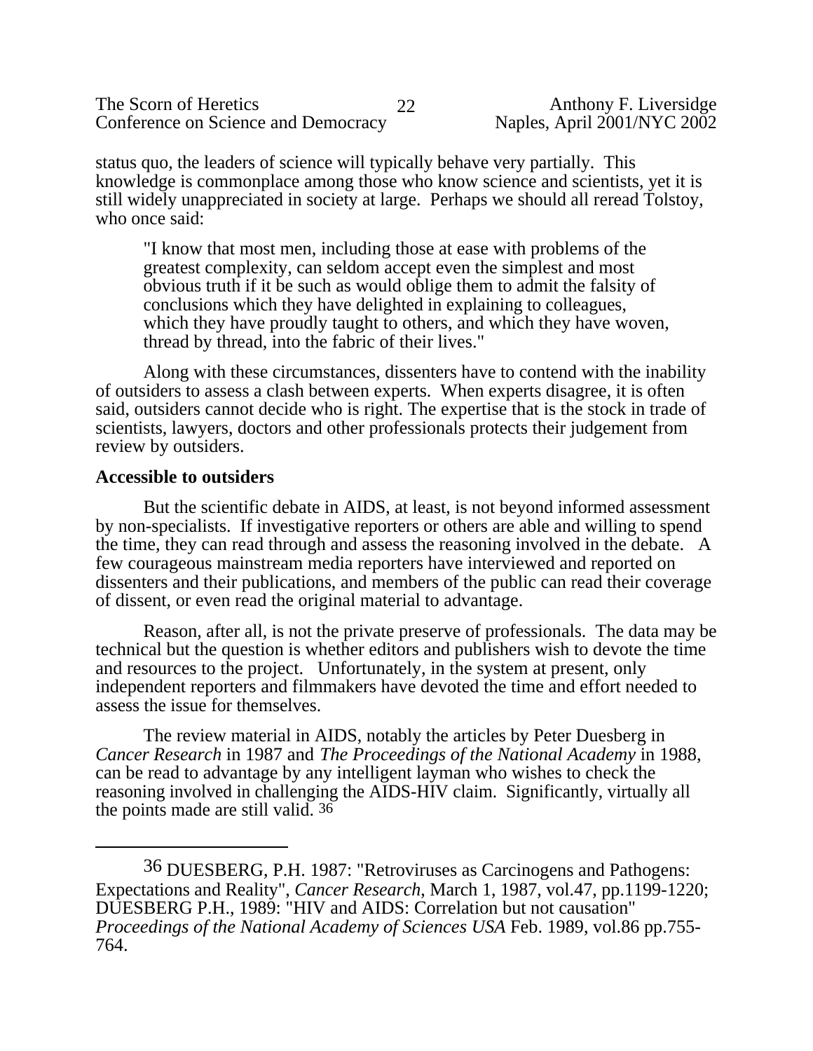status quo, the leaders of science will typically behave very partially. This knowledge is commonplace among those who know science and scientists, yet it is still widely unappreciated in society at large. Perhaps we should all reread Tolstoy, who once said:

> "I know that most men, including those at ease with problems of the greatest complexity, can seldom accept even the simplest and most obvious truth if it be such as would oblige them to admit the falsity of conclusions which they have delighted in explaining to colleagues, which they have proudly taught to others, and which they have woven, thread by thread, into the fabric of their lives."

Along with these circumstances, dissenters have to contend with the inability of outsiders to assess a clash between experts. When experts disagree, it is often said, outsiders cannot decide who is right. The expertise that is the stock in trade of scientists, lawyers, doctors and other professionals protects their judgement from review by outsiders.

**Accessible to outsiders**

But the scientific debate in AIDS, at least, is not beyond informed assessment by non-specialists. If investigative reporters or others are able and willing to spend the time, they can read through and assess the reasoning involved in the debate. A few courageous mainstream media reporters have interviewed and reported on dissenters and their publications, and members of the public can read their coverage of dissent, or even read the original material to advantage.

Reason, after all, is not the private preserve of professionals. The data may be technical but the question is whether editors and publishers wish to devote the time and resources to the project. Unfortunately, in the system at present, only independent reporters and filmmakers have devoted the time and effort needed to assess the issue for themselves.

The review material in AIDS, notably the articles by Peter Duesberg in *Cancer Research* in 1987 and *The Proceedings of the National Academy* in 1988, can be read to advantage by any intelligent layman who wishes to check the reasoning involved in challenging the AIDS-HIV claim. Significantly, virtually all the points made are still valid. [36]

---

[36] DUESBERG, P.H. 1987: "Retroviruses as Carcinogens and Pathogens: Expectations and Reality", *Cancer Research*, March 1, 1987, vol.47, pp.1199-1220; DUESBERG P.H., 1989: "HIV and AIDS: Correlation but not causation" *Proceedings of the National Academy of Sciences USA* Feb. 1989, vol.86 pp.755-764.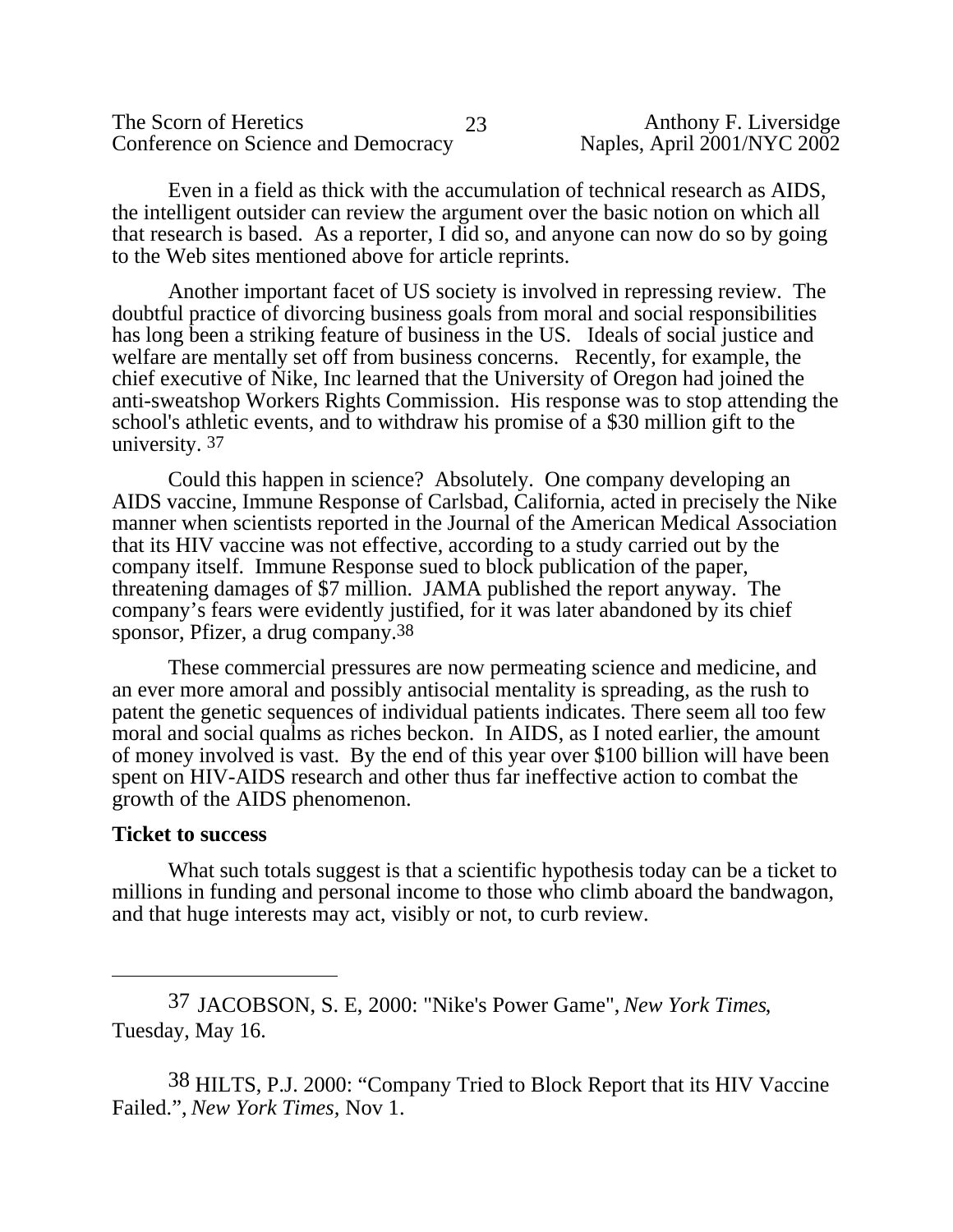Even in a field as thick with the accumulation of technical research as AIDS, the intelligent outsider can review the argument over the basic notion on which all that research is based. As a reporter, I did so, and anyone can now do so by going to the Web sites mentioned above for article reprints.

Another important facet of US society is involved in repressing review. The doubtful practice of divorcing business goals from moral and social responsibilities has long been a striking feature of business in the US. Ideals of social justice and welfare are mentally set off from business concerns. Recently, for example, the chief executive of Nike, Inc learned that the University of Oregon had joined the anti-sweatshop Workers Rights Commission. His response was to stop attending the school's athletic events, and to withdraw his promise of a $30 million gift to the university. [37]

Could this happen in science? Absolutely. One company developing an AIDS vaccine, Immune Response of Carlsbad, California, acted in precisely the Nike manner when scientists reported in the Journal of the American Medical Association that its HIV vaccine was not effective, according to a study carried out by the company itself. Immune Response sued to block publication of the paper, threatening damages of $7 million. JAMA published the report anyway. The company's fears were evidently justified, for it was later abandoned by its chief sponsor, Pfizer, a drug company.[38]

These commercial pressures are now permeating science and medicine, and an ever more amoral and possibly antisocial mentality is spreading, as the rush to patent the genetic sequences of individual patients indicates. There seem all too few moral and social qualms as riches beckon. In AIDS, as I noted earlier, the amount of money involved is vast. By the end of this year over $100 billion will have been spent on HIV-AIDS research and other thus far ineffective action to combat the growth of the AIDS phenomenon.

**Ticket to success**

What such totals suggest is that a scientific hypothesis today can be a ticket to millions in funding and personal income to those who climb aboard the bandwagon, and that huge interests may act, visibly or not, to curb review.

---

[37] JACOBSON, S. E, 2000: "Nike's Power Game", *New York Times*, Tuesday, May 16.

[38] HILTS, P.J. 2000: "Company Tried to Block Report that its HIV Vaccine Failed.", *New York Times*, Nov 1.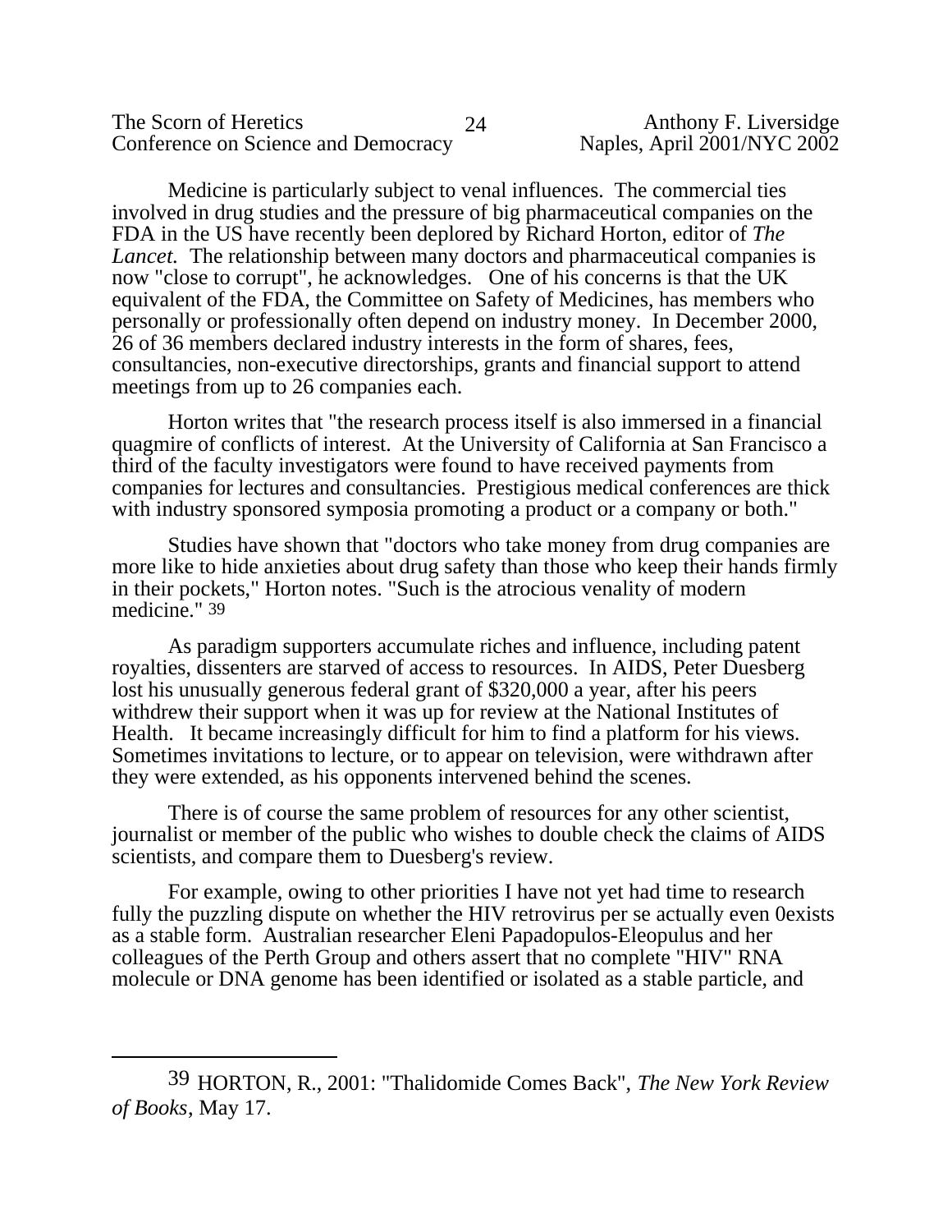Medicine is particularly subject to venal influences. The commercial ties involved in drug studies and the pressure of big pharmaceutical companies on the FDA in the US have recently been deplored by Richard Horton, editor of *The Lancet.* The relationship between many doctors and pharmaceutical companies is now "close to corrupt", he acknowledges. One of his concerns is that the UK equivalent of the FDA, the Committee on Safety of Medicines, has members who personally or professionally often depend on industry money. In December 2000, 26 of 36 members declared industry interests in the form of shares, fees, consultancies, non-executive directorships, grants and financial support to attend meetings from up to 26 companies each.

Horton writes that "the research process itself is also immersed in a financial quagmire of conflicts of interest. At the University of California at San Francisco a third of the faculty investigators were found to have received payments from companies for lectures and consultancies. Prestigious medical conferences are thick with industry sponsored symposia promoting a product or a company or both."

Studies have shown that "doctors who take money from drug companies are more like to hide anxieties about drug safety than those who keep their hands firmly in their pockets," Horton notes. "Such is the atrocious venality of modern medicine." [39]

As paradigm supporters accumulate riches and influence, including patent royalties, dissenters are starved of access to resources. In AIDS, Peter Duesberg lost his unusually generous federal grant of $320,000 a year, after his peers withdrew their support when it was up for review at the National Institutes of Health. It became increasingly difficult for him to find a platform for his views. Sometimes invitations to lecture, or to appear on television, were withdrawn after they were extended, as his opponents intervened behind the scenes.

There is of course the same problem of resources for any other scientist, journalist or member of the public who wishes to double check the claims of AIDS scientists, and compare them to Duesberg's review.

For example, owing to other priorities I have not yet had time to research fully the puzzling dispute on whether the HIV retrovirus per se actually even 0exists as a stable form. Australian researcher Eleni Papadopulos-Eleopulus and her colleagues of the Perth Group and others assert that no complete "HIV" RNA molecule or DNA genome has been identified or isolated as a stable particle, and

---

[39] HORTON, R., 2001: "Thalidomide Comes Back", *The New York Review of Books*, May 17.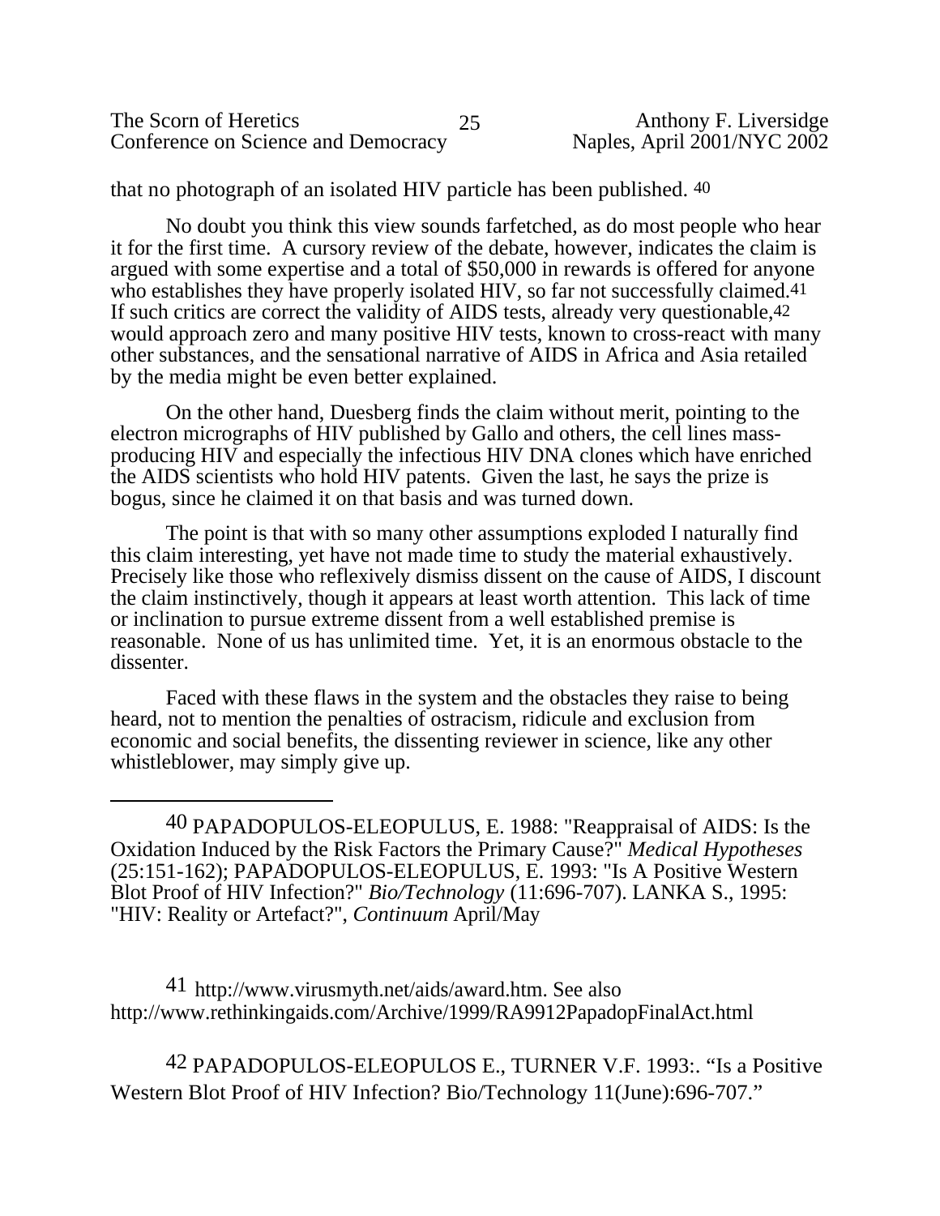that no photograph of an isolated HIV particle has been published. [40]

No doubt you think this view sounds farfetched, as do most people who hear it for the first time. A cursory review of the debate, however, indicates the claim is argued with some expertise and a total of $50,000 in rewards is offered for anyone who establishes they have properly isolated HIV, so far not successfully claimed.[41] If such critics are correct the validity of AIDS tests, already very questionable,[42] would approach zero and many positive HIV tests, known to cross-react with many other substances, and the sensational narrative of AIDS in Africa and Asia retailed by the media might be even better explained.

On the other hand, Duesberg finds the claim without merit, pointing to the electron micrographs of HIV published by Gallo and others, the cell lines mass-producing HIV and especially the infectious HIV DNA clones which have enriched the AIDS scientists who hold HIV patents. Given the last, he says the prize is bogus, since he claimed it on that basis and was turned down.

The point is that with so many other assumptions exploded I naturally find this claim interesting, yet have not made time to study the material exhaustively. Precisely like those who reflexively dismiss dissent on the cause of AIDS, I discount the claim instinctively, though it appears at least worth attention. This lack of time or inclination to pursue extreme dissent from a well established premise is reasonable. None of us has unlimited time. Yet, it is an enormous obstacle to the dissenter.

Faced with these flaws in the system and the obstacles they raise to being heard, not to mention the penalties of ostracism, ridicule and exclusion from economic and social benefits, the dissenting reviewer in science, like any other whistleblower, may simply give up.

---

[40] PAPADOPULOS-ELEOPULUS, E. 1988: "Reappraisal of AIDS: Is the Oxidation Induced by the Risk Factors the Primary Cause?" *Medical Hypotheses* (25:151-162); PAPADOPULOS-ELEOPULUS, E. 1993: "Is A Positive Western Blot Proof of HIV Infection?" *Bio/Technology* (11:696-707). LANKA S., 1995: "HIV: Reality or Artefact?", *Continuum* April/May

[41] http://www.virusmyth.net/aids/award.htm. See also http://www.rethinkingaids.com/Archive/1999/RA9912PapadopFinalAct.html

[42] PAPADOPULOS-ELEOPULOS E., TURNER V.F. 1993:. "Is a Positive Western Blot Proof of HIV Infection? Bio/Technology 11(June):696-707."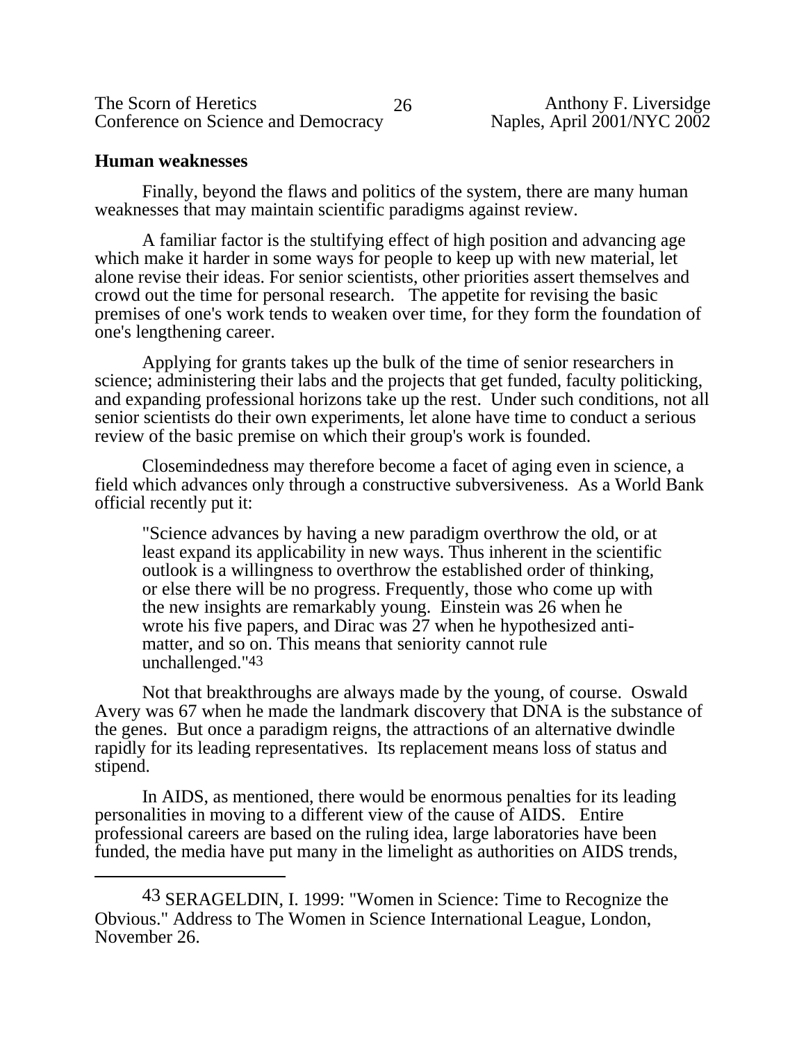## Human weaknesses

Finally, beyond the flaws and politics of the system, there are many human weaknesses that may maintain scientific paradigms against review.

A familiar factor is the stultifying effect of high position and advancing age which make it harder in some ways for people to keep up with new material, let alone revise their ideas. For senior scientists, other priorities assert themselves and crowd out the time for personal research. The appetite for revising the basic premises of one's work tends to weaken over time, for they form the foundation of one's lengthening career.

Applying for grants takes up the bulk of the time of senior researchers in science; administering their labs and the projects that get funded, faculty politicking, and expanding professional horizons take up the rest. Under such conditions, not all senior scientists do their own experiments, let alone have time to conduct a serious review of the basic premise on which their group's work is founded.

Closemindedness may therefore become a facet of aging even in science, a field which advances only through a constructive subversiveness. As a World Bank official recently put it:

> "Science advances by having a new paradigm overthrow the old, or at least expand its applicability in new ways. Thus inherent in the scientific outlook is a willingness to overthrow the established order of thinking, or else there will be no progress. Frequently, those who come up with the new insights are remarkably young. Einstein was 26 when he wrote his five papers, and Dirac was 27 when he hypothesized anti-matter, and so on. This means that seniority cannot rule unchallenged."[43]

Not that breakthroughs are always made by the young, of course. Oswald Avery was 67 when he made the landmark discovery that DNA is the substance of the genes. But once a paradigm reigns, the attractions of an alternative dwindle rapidly for its leading representatives. Its replacement means loss of status and stipend.

In AIDS, as mentioned, there would be enormous penalties for its leading personalities in moving to a different view of the cause of AIDS. Entire professional careers are based on the ruling idea, large laboratories have been funded, the media have put many in the limelight as authorities on AIDS trends,

---

[43] SERAGELDIN, I. 1999: "Women in Science: Time to Recognize the Obvious." Address to The Women in Science International League, London, November 26.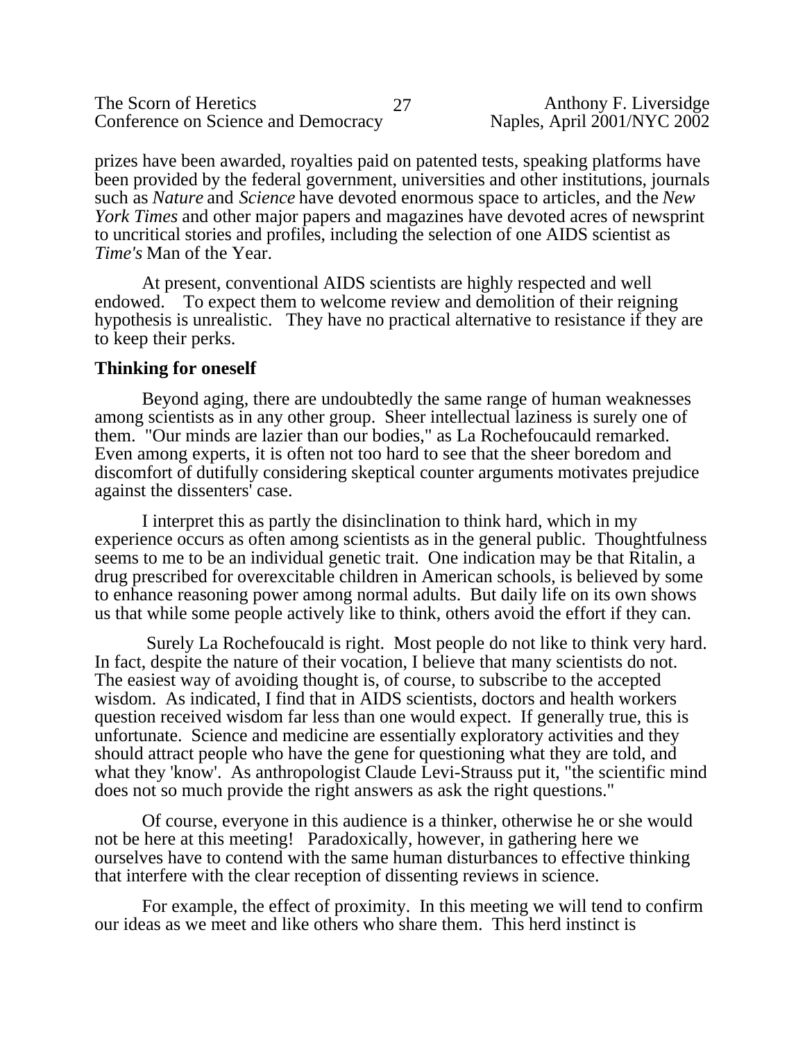prizes have been awarded, royalties paid on patented tests, speaking platforms have been provided by the federal government, universities and other institutions, journals such as *Nature* and *Science* have devoted enormous space to articles, and the *New York Times* and other major papers and magazines have devoted acres of newsprint to uncritical stories and profiles, including the selection of one AIDS scientist as *Time's* Man of the Year.

At present, conventional AIDS scientists are highly respected and well endowed. To expect them to welcome review and demolition of their reigning hypothesis is unrealistic. They have no practical alternative to resistance if they are to keep their perks.

**Thinking for oneself**

Beyond aging, there are undoubtedly the same range of human weaknesses among scientists as in any other group. Sheer intellectual laziness is surely one of them. "Our minds are lazier than our bodies," as La Rochefoucauld remarked. Even among experts, it is often not too hard to see that the sheer boredom and discomfort of dutifully considering skeptical counter arguments motivates prejudice against the dissenters' case.

I interpret this as partly the disinclination to think hard, which in my experience occurs as often among scientists as in the general public. Thoughtfulness seems to me to be an individual genetic trait. One indication may be that Ritalin, a drug prescribed for overexcitable children in American schools, is believed by some to enhance reasoning power among normal adults. But daily life on its own shows us that while some people actively like to think, others avoid the effort if they can.

Surely La Rochefoucald is right. Most people do not like to think very hard. In fact, despite the nature of their vocation, I believe that many scientists do not. The easiest way of avoiding thought is, of course, to subscribe to the accepted wisdom. As indicated, I find that in AIDS scientists, doctors and health workers question received wisdom far less than one would expect. If generally true, this is unfortunate. Science and medicine are essentially exploratory activities and they should attract people who have the gene for questioning what they are told, and what they 'know'. As anthropologist Claude Levi-Strauss put it, "the scientific mind does not so much provide the right answers as ask the right questions."

Of course, everyone in this audience is a thinker, otherwise he or she would not be here at this meeting! Paradoxically, however, in gathering here we ourselves have to contend with the same human disturbances to effective thinking that interfere with the clear reception of dissenting reviews in science.

For example, the effect of proximity. In this meeting we will tend to confirm our ideas as we meet and like others who share them. This herd instinct is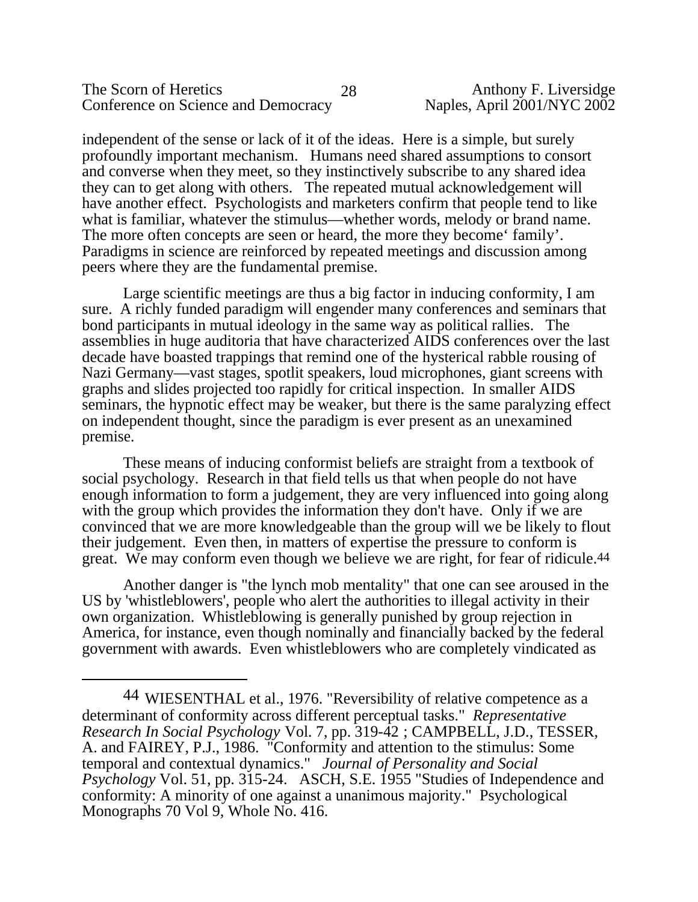independent of the sense or lack of it of the ideas. Here is a simple, but surely profoundly important mechanism. Humans need shared assumptions to consort and converse when they meet, so they instinctively subscribe to any shared idea they can to get along with others. The repeated mutual acknowledgement will have another effect. Psychologists and marketers confirm that people tend to like what is familiar, whatever the stimulus—whether words, melody or brand name. The more often concepts are seen or heard, the more they become' family'. Paradigms in science are reinforced by repeated meetings and discussion among peers where they are the fundamental premise.

Large scientific meetings are thus a big factor in inducing conformity, I am sure. A richly funded paradigm will engender many conferences and seminars that bond participants in mutual ideology in the same way as political rallies. The assemblies in huge auditoria that have characterized AIDS conferences over the last decade have boasted trappings that remind one of the hysterical rabble rousing of Nazi Germany—vast stages, spotlit speakers, loud microphones, giant screens with graphs and slides projected too rapidly for critical inspection. In smaller AIDS seminars, the hypnotic effect may be weaker, but there is the same paralyzing effect on independent thought, since the paradigm is ever present as an unexamined premise.

These means of inducing conformist beliefs are straight from a textbook of social psychology. Research in that field tells us that when people do not have enough information to form a judgement, they are very influenced into going along with the group which provides the information they don't have. Only if we are convinced that we are more knowledgeable than the group will we be likely to flout their judgement. Even then, in matters of expertise the pressure to conform is great. We may conform even though we believe we are right, for fear of ridicule.[44]

Another danger is "the lynch mob mentality" that one can see aroused in the US by 'whistleblowers', people who alert the authorities to illegal activity in their own organization. Whistleblowing is generally punished by group rejection in America, for instance, even though nominally and financially backed by the federal government with awards. Even whistleblowers who are completely vindicated as

---

44 WIESENTHAL et al., 1976. "Reversibility of relative competence as a determinant of conformity across different perceptual tasks." *Representative Research In Social Psychology* Vol. 7, pp. 319-42 ; CAMPBELL, J.D., TESSER, A. and FAIREY, P.J., 1986. "Conformity and attention to the stimulus: Some temporal and contextual dynamics." *Journal of Personality and Social Psychology* Vol. 51, pp. 315-24. ASCH, S.E. 1955 "Studies of Independence and conformity: A minority of one against a unanimous majority." Psychological Monographs 70 Vol 9, Whole No. 416.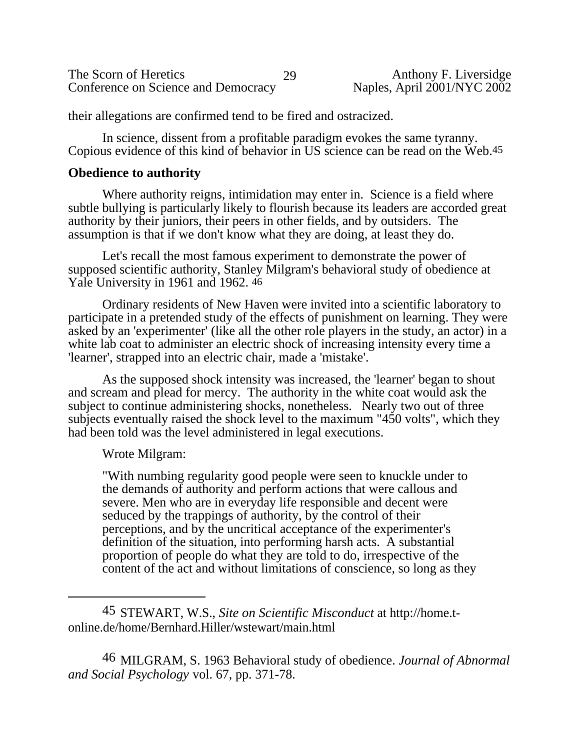their allegations are confirmed tend to be fired and ostracized.

In science, dissent from a profitable paradigm evokes the same tyranny. Copious evidence of this kind of behavior in US science can be read on the Web.[45]

## Obedience to authority

Where authority reigns, intimidation may enter in. Science is a field where subtle bullying is particularly likely to flourish because its leaders are accorded great authority by their juniors, their peers in other fields, and by outsiders. The assumption is that if we don't know what they are doing, at least they do.

Let's recall the most famous experiment to demonstrate the power of supposed scientific authority, Stanley Milgram's behavioral study of obedience at Yale University in 1961 and 1962. [46]

Ordinary residents of New Haven were invited into a scientific laboratory to participate in a pretended study of the effects of punishment on learning. They were asked by an 'experimenter' (like all the other role players in the study, an actor) in a white lab coat to administer an electric shock of increasing intensity every time a 'learner', strapped into an electric chair, made a 'mistake'.

As the supposed shock intensity was increased, the 'learner' began to shout and scream and plead for mercy. The authority in the white coat would ask the subject to continue administering shocks, nonetheless. Nearly two out of three subjects eventually raised the shock level to the maximum "450 volts", which they had been told was the level administered in legal executions.

Wrote Milgram:

> "With numbing regularity good people were seen to knuckle under to the demands of authority and perform actions that were callous and severe. Men who are in everyday life responsible and decent were seduced by the trappings of authority, by the control of their perceptions, and by the uncritical acceptance of the experimenter's definition of the situation, into performing harsh acts. A substantial proportion of people do what they are told to do, irrespective of the content of the act and without limitations of conscience, so long as they

---

[45] STEWART, W.S., *Site on Scientific Misconduct* at http://home.t-online.de/home/Bernhard.Hiller/wstewart/main.html

[46] MILGRAM, S. 1963 Behavioral study of obedience. *Journal of Abnormal and Social Psychology* vol. 67, pp. 371-78.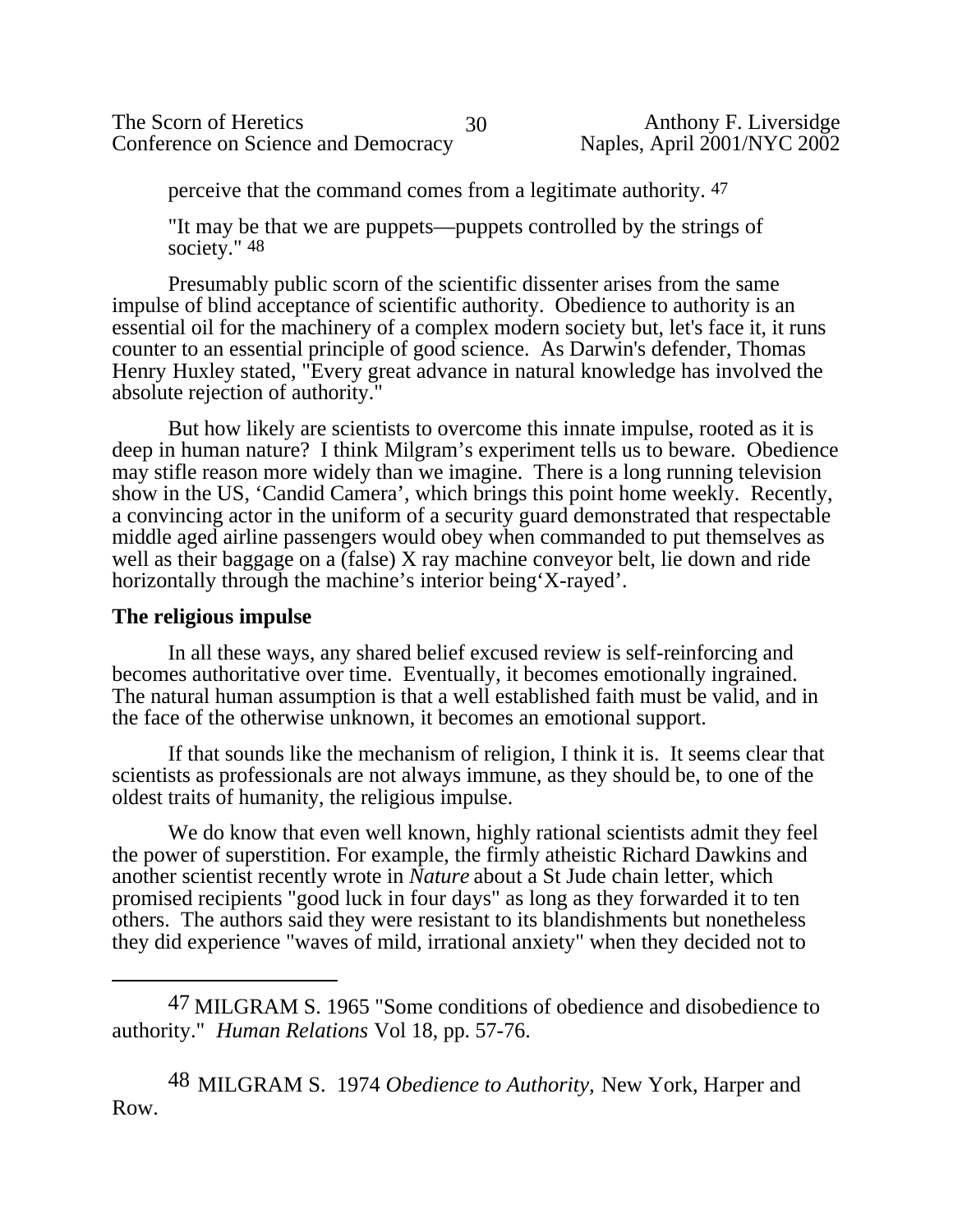perceive that the command comes from a legitimate authority. [47]

"It may be that we are puppets—puppets controlled by the strings of society." [48]

Presumably public scorn of the scientific dissenter arises from the same impulse of blind acceptance of scientific authority. Obedience to authority is an essential oil for the machinery of a complex modern society but, let's face it, it runs counter to an essential principle of good science. As Darwin's defender, Thomas Henry Huxley stated, "Every great advance in natural knowledge has involved the absolute rejection of authority."

But how likely are scientists to overcome this innate impulse, rooted as it is deep in human nature? I think Milgram's experiment tells us to beware. Obedience may stifle reason more widely than we imagine. There is a long running television show in the US, 'Candid Camera', which brings this point home weekly. Recently, a convincing actor in the uniform of a security guard demonstrated that respectable middle aged airline passengers would obey when commanded to put themselves as well as their baggage on a (false) X ray machine conveyor belt, lie down and ride horizontally through the machine's interior being'X-rayed'.

### The religious impulse

In all these ways, any shared belief excused review is self-reinforcing and becomes authoritative over time. Eventually, it becomes emotionally ingrained. The natural human assumption is that a well established faith must be valid, and in the face of the otherwise unknown, it becomes an emotional support.

If that sounds like the mechanism of religion, I think it is. It seems clear that scientists as professionals are not always immune, as they should be, to one of the oldest traits of humanity, the religious impulse.

We do know that even well known, highly rational scientists admit they feel the power of superstition. For example, the firmly atheistic Richard Dawkins and another scientist recently wrote in *Nature* about a St Jude chain letter, which promised recipients "good luck in four days" as long as they forwarded it to ten others. The authors said they were resistant to its blandishments but nonetheless they did experience "waves of mild, irrational anxiety" when they decided not to

---

[47] MILGRAM S. 1965 "Some conditions of obedience and disobedience to authority." *Human Relations* Vol 18, pp. 57-76.

[48] MILGRAM S. 1974 *Obedience to Authority,* New York, Harper and Row.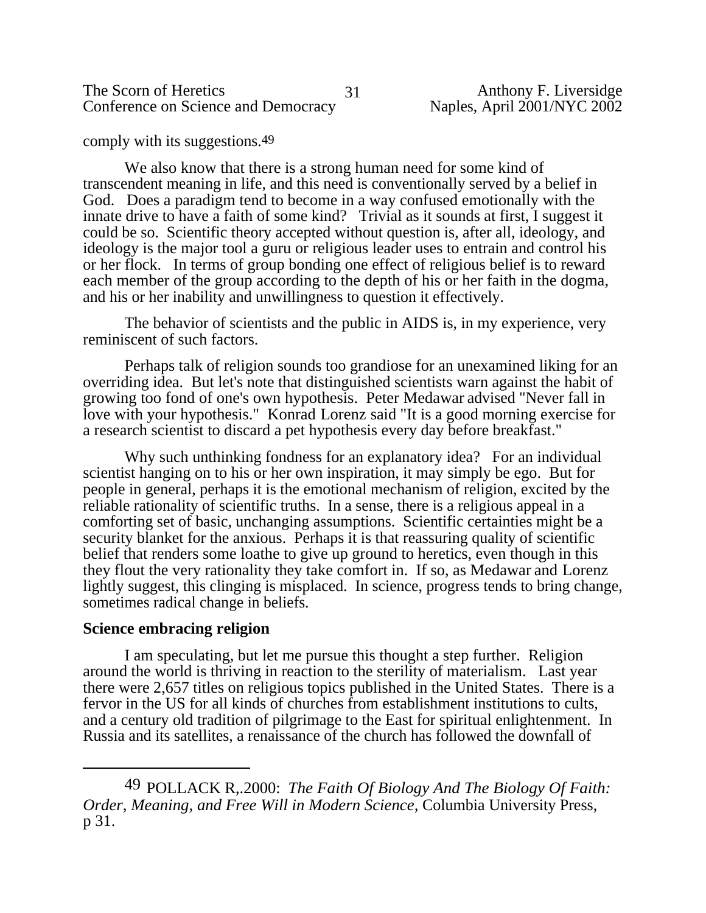comply with its suggestions.[49]

We also know that there is a strong human need for some kind of transcendent meaning in life, and this need is conventionally served by a belief in God. Does a paradigm tend to become in a way confused emotionally with the innate drive to have a faith of some kind? Trivial as it sounds at first, I suggest it could be so. Scientific theory accepted without question is, after all, ideology, and ideology is the major tool a guru or religious leader uses to entrain and control his or her flock. In terms of group bonding one effect of religious belief is to reward each member of the group according to the depth of his or her faith in the dogma, and his or her inability and unwillingness to question it effectively.

The behavior of scientists and the public in AIDS is, in my experience, very reminiscent of such factors.

Perhaps talk of religion sounds too grandiose for an unexamined liking for an overriding idea. But let's note that distinguished scientists warn against the habit of growing too fond of one's own hypothesis. Peter Medawar advised "Never fall in love with your hypothesis." Konrad Lorenz said "It is a good morning exercise for a research scientist to discard a pet hypothesis every day before breakfast."

Why such unthinking fondness for an explanatory idea? For an individual scientist hanging on to his or her own inspiration, it may simply be ego. But for people in general, perhaps it is the emotional mechanism of religion, excited by the reliable rationality of scientific truths. In a sense, there is a religious appeal in a comforting set of basic, unchanging assumptions. Scientific certainties might be a security blanket for the anxious. Perhaps it is that reassuring quality of scientific belief that renders some loathe to give up ground to heretics, even though in this they flout the very rationality they take comfort in. If so, as Medawar and Lorenz lightly suggest, this clinging is misplaced. In science, progress tends to bring change, sometimes radical change in beliefs.

**Science embracing religion**

I am speculating, but let me pursue this thought a step further. Religion around the world is thriving in reaction to the sterility of materialism. Last year there were 2,657 titles on religious topics published in the United States. There is a fervor in the US for all kinds of churches from establishment institutions to cults, and a century old tradition of pilgrimage to the East for spiritual enlightenment. In Russia and its satellites, a renaissance of the church has followed the downfall of

---

[49] POLLACK R,.2000: *The Faith Of Biology And The Biology Of Faith: Order, Meaning, and Free Will in Modern Science,* Columbia University Press, p 31.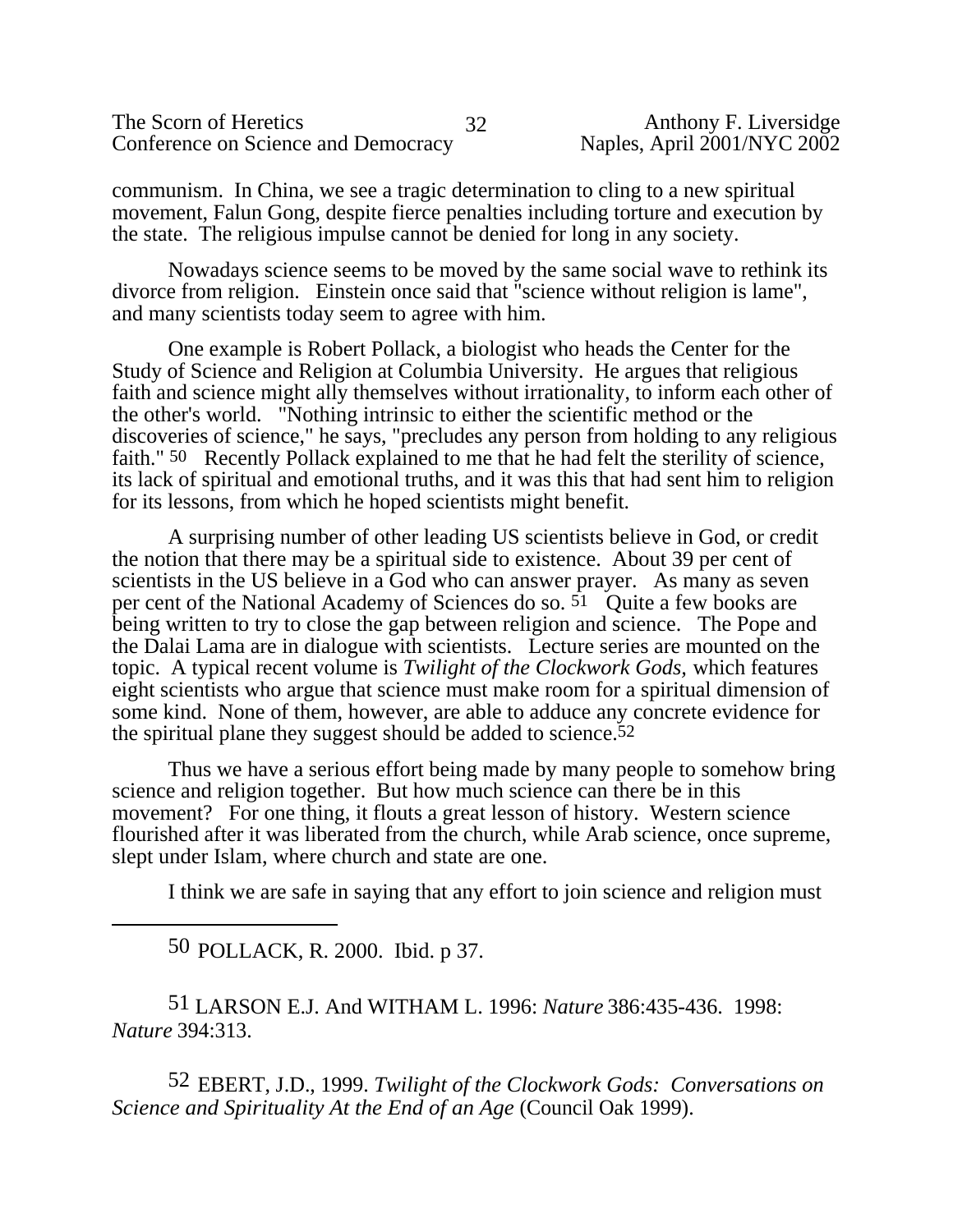communism. In China, we see a tragic determination to cling to a new spiritual movement, Falun Gong, despite fierce penalties including torture and execution by the state. The religious impulse cannot be denied for long in any society.

Nowadays science seems to be moved by the same social wave to rethink its divorce from religion. Einstein once said that "science without religion is lame", and many scientists today seem to agree with him.

One example is Robert Pollack, a biologist who heads the Center for the Study of Science and Religion at Columbia University. He argues that religious faith and science might ally themselves without irrationality, to inform each other of the other's world. "Nothing intrinsic to either the scientific method or the discoveries of science," he says, "precludes any person from holding to any religious faith." [50] Recently Pollack explained to me that he had felt the sterility of science, its lack of spiritual and emotional truths, and it was this that had sent him to religion for its lessons, from which he hoped scientists might benefit.

A surprising number of other leading US scientists believe in God, or credit the notion that there may be a spiritual side to existence. About 39 per cent of scientists in the US believe in a God who can answer prayer. As many as seven per cent of the National Academy of Sciences do so. [51] Quite a few books are being written to try to close the gap between religion and science. The Pope and the Dalai Lama are in dialogue with scientists. Lecture series are mounted on the topic. A typical recent volume is *Twilight of the Clockwork Gods,* which features eight scientists who argue that science must make room for a spiritual dimension of some kind. None of them, however, are able to adduce any concrete evidence for the spiritual plane they suggest should be added to science.[52]

Thus we have a serious effort being made by many people to somehow bring science and religion together. But how much science can there be in this movement? For one thing, it flouts a great lesson of history. Western science flourished after it was liberated from the church, while Arab science, once supreme, slept under Islam, where church and state are one.

I think we are safe in saying that any effort to join science and religion must

---

[50] POLLACK, R. 2000. Ibid. p 37.

[51] LARSON E.J. And WITHAM L. 1996: *Nature* 386:435-436. 1998: *Nature* 394:313.

[52] EBERT, J.D., 1999. *Twilight of the Clockwork Gods: Conversations on Science and Spirituality At the End of an Age* (Council Oak 1999).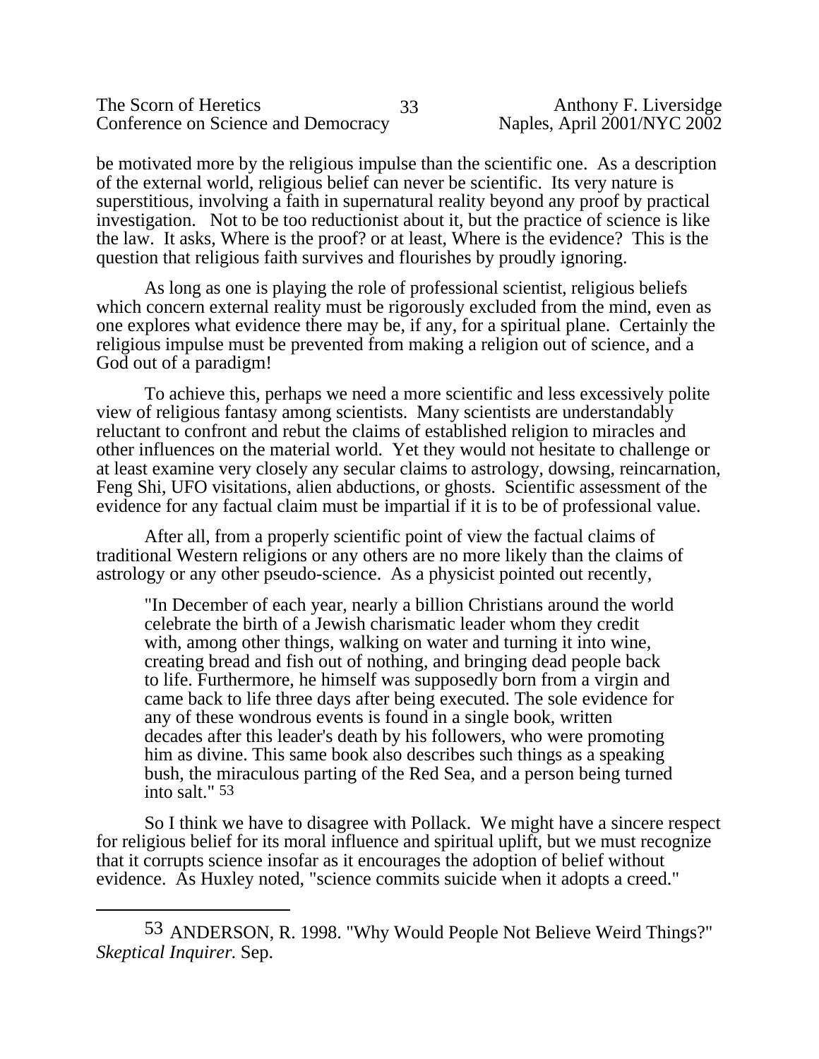be motivated more by the religious impulse than the scientific one. As a description of the external world, religious belief can never be scientific. Its very nature is superstitious, involving a faith in supernatural reality beyond any proof by practical investigation. Not to be too reductionist about it, but the practice of science is like the law. It asks, Where is the proof? or at least, Where is the evidence? This is the question that religious faith survives and flourishes by proudly ignoring.

As long as one is playing the role of professional scientist, religious beliefs which concern external reality must be rigorously excluded from the mind, even as one explores what evidence there may be, if any, for a spiritual plane. Certainly the religious impulse must be prevented from making a religion out of science, and a God out of a paradigm!

To achieve this, perhaps we need a more scientific and less excessively polite view of religious fantasy among scientists. Many scientists are understandably reluctant to confront and rebut the claims of established religion to miracles and other influences on the material world. Yet they would not hesitate to challenge or at least examine very closely any secular claims to astrology, dowsing, reincarnation, Feng Shi, UFO visitations, alien abductions, or ghosts. Scientific assessment of the evidence for any factual claim must be impartial if it is to be of professional value.

After all, from a properly scientific point of view the factual claims of traditional Western religions or any others are no more likely than the claims of astrology or any other pseudo-science. As a physicist pointed out recently,

> "In December of each year, nearly a billion Christians around the world celebrate the birth of a Jewish charismatic leader whom they credit with, among other things, walking on water and turning it into wine, creating bread and fish out of nothing, and bringing dead people back to life. Furthermore, he himself was supposedly born from a virgin and came back to life three days after being executed. The sole evidence for any of these wondrous events is found in a single book, written decades after this leader's death by his followers, who were promoting him as divine. This same book also describes such things as a speaking bush, the miraculous parting of the Red Sea, and a person being turned into salt." [53]

So I think we have to disagree with Pollack. We might have a sincere respect for religious belief for its moral influence and spiritual uplift, but we must recognize that it corrupts science insofar as it encourages the adoption of belief without evidence. As Huxley noted, "science commits suicide when it adopts a creed."

---

[53] ANDERSON, R. 1998. "Why Would People Not Believe Weird Things?" *Skeptical Inquirer.* Sep.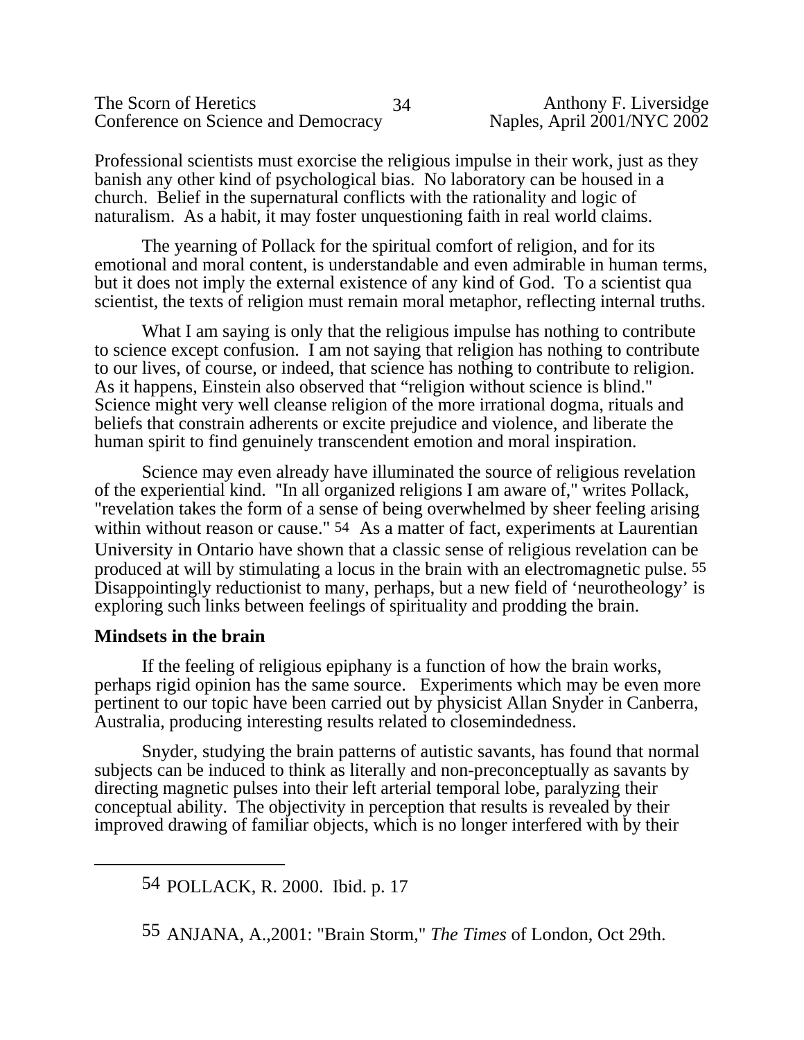Professional scientists must exorcise the religious impulse in their work, just as they banish any other kind of psychological bias. No laboratory can be housed in a church. Belief in the supernatural conflicts with the rationality and logic of naturalism. As a habit, it may foster unquestioning faith in real world claims.

The yearning of Pollack for the spiritual comfort of religion, and for its emotional and moral content, is understandable and even admirable in human terms, but it does not imply the external existence of any kind of God. To a scientist qua scientist, the texts of religion must remain moral metaphor, reflecting internal truths.

What I am saying is only that the religious impulse has nothing to contribute to science except confusion. I am not saying that religion has nothing to contribute to our lives, of course, or indeed, that science has nothing to contribute to religion. As it happens, Einstein also observed that “religion without science is blind." Science might very well cleanse religion of the more irrational dogma, rituals and beliefs that constrain adherents or excite prejudice and violence, and liberate the human spirit to find genuinely transcendent emotion and moral inspiration.

Science may even already have illuminated the source of religious revelation of the experiential kind. "In all organized religions I am aware of," writes Pollack, "revelation takes the form of a sense of being overwhelmed by sheer feeling arising within without reason or cause." [54] As a matter of fact, experiments at Laurentian University in Ontario have shown that a classic sense of religious revelation can be produced at will by stimulating a locus in the brain with an electromagnetic pulse. [55] Disappointingly reductionist to many, perhaps, but a new field of ‘neurotheology’ is exploring such links between feelings of spirituality and prodding the brain.

**Mindsets in the brain**

If the feeling of religious epiphany is a function of how the brain works, perhaps rigid opinion has the same source. Experiments which may be even more pertinent to our topic have been carried out by physicist Allan Snyder in Canberra, Australia, producing interesting results related to closemindedness.

Snyder, studying the brain patterns of autistic savants, has found that normal subjects can be induced to think as literally and non-preconceptually as savants by directing magnetic pulses into their left arterial temporal lobe, paralyzing their conceptual ability. The objectivity in perception that results is revealed by their improved drawing of familiar objects, which is no longer interfered with by their

---

54 POLLACK, R. 2000. Ibid. p. 17

55 ANJANA, A.,2001: "Brain Storm," *The Times* of London, Oct 29th.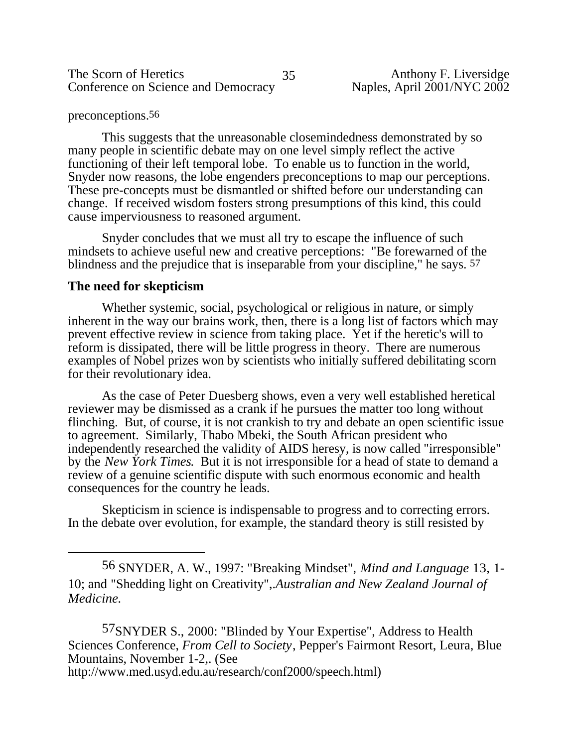preconceptions.[56]

This suggests that the unreasonable closemindedness demonstrated by so many people in scientific debate may on one level simply reflect the active functioning of their left temporal lobe. To enable us to function in the world, Snyder now reasons, the lobe engenders preconceptions to map our perceptions. These pre-concepts must be dismantled or shifted before our understanding can change. If received wisdom fosters strong presumptions of this kind, this could cause imperviousness to reasoned argument.

Snyder concludes that we must all try to escape the influence of such mindsets to achieve useful new and creative perceptions: "Be forewarned of the blindness and the prejudice that is inseparable from your discipline," he says. [57]

## The need for skepticism

Whether systemic, social, psychological or religious in nature, or simply inherent in the way our brains work, then, there is a long list of factors which may prevent effective review in science from taking place. Yet if the heretic's will to reform is dissipated, there will be little progress in theory. There are numerous examples of Nobel prizes won by scientists who initially suffered debilitating scorn for their revolutionary idea.

As the case of Peter Duesberg shows, even a very well established heretical reviewer may be dismissed as a crank if he pursues the matter too long without flinching. But, of course, it is not crankish to try and debate an open scientific issue to agreement. Similarly, Thabo Mbeki, the South African president who independently researched the validity of AIDS heresy, is now called "irresponsible" by the *New York Times.* But it is not irresponsible for a head of state to demand a review of a genuine scientific dispute with such enormous economic and health consequences for the country he leads.

Skepticism in science is indispensable to progress and to correcting errors. In the debate over evolution, for example, the standard theory is still resisted by

---

[56] SNYDER, A. W., 1997: "Breaking Mindset", *Mind and Language* 13, 1-10; and "Shedding light on Creativity",.*Australian and New Zealand Journal of Medicine.*

[57] SNYDER S., 2000: "Blinded by Your Expertise", Address to Health Sciences Conference, *From Cell to Society*, Pepper's Fairmont Resort, Leura, Blue Mountains, November 1-2,. (See http://www.med.usyd.edu.au/research/conf2000/speech.html)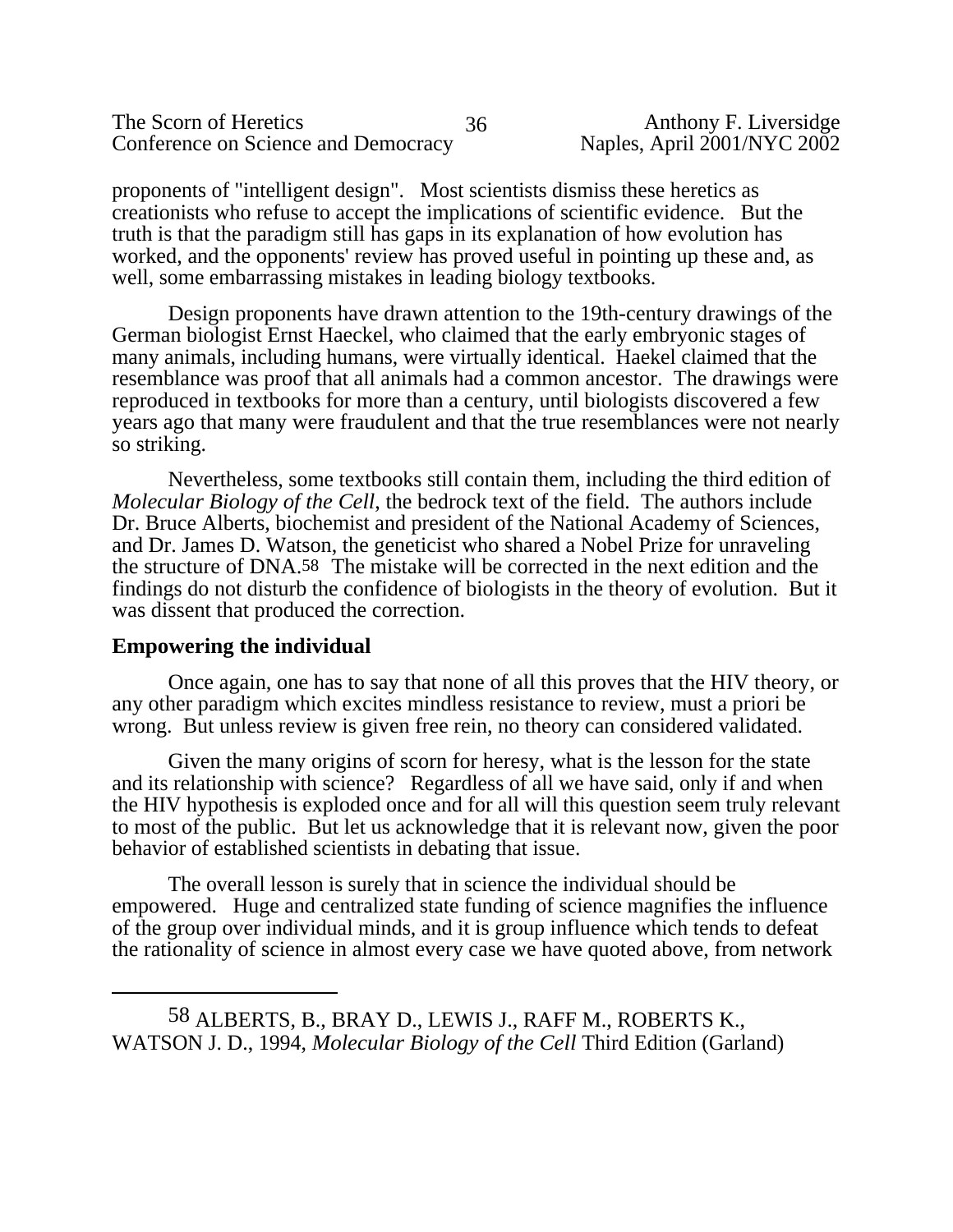proponents of "intelligent design". Most scientists dismiss these heretics as creationists who refuse to accept the implications of scientific evidence. But the truth is that the paradigm still has gaps in its explanation of how evolution has worked, and the opponents' review has proved useful in pointing up these and, as well, some embarrassing mistakes in leading biology textbooks.

Design proponents have drawn attention to the 19th-century drawings of the German biologist Ernst Haeckel, who claimed that the early embryonic stages of many animals, including humans, were virtually identical. Haekel claimed that the resemblance was proof that all animals had a common ancestor. The drawings were reproduced in textbooks for more than a century, until biologists discovered a few years ago that many were fraudulent and that the true resemblances were not nearly so striking.

Nevertheless, some textbooks still contain them, including the third edition of *Molecular Biology of the Cell*, the bedrock text of the field. The authors include Dr. Bruce Alberts, biochemist and president of the National Academy of Sciences, and Dr. James D. Watson, the geneticist who shared a Nobel Prize for unraveling the structure of DNA.[58] The mistake will be corrected in the next edition and the findings do not disturb the confidence of biologists in the theory of evolution. But it was dissent that produced the correction.

## Empowering the individual

Once again, one has to say that none of all this proves that the HIV theory, or any other paradigm which excites mindless resistance to review, must a priori be wrong. But unless review is given free rein, no theory can considered validated.

Given the many origins of scorn for heresy, what is the lesson for the state and its relationship with science? Regardless of all we have said, only if and when the HIV hypothesis is exploded once and for all will this question seem truly relevant to most of the public. But let us acknowledge that it is relevant now, given the poor behavior of established scientists in debating that issue.

The overall lesson is surely that in science the individual should be empowered. Huge and centralized state funding of science magnifies the influence of the group over individual minds, and it is group influence which tends to defeat the rationality of science in almost every case we have quoted above, from network

---

[58] ALBERTS, B., BRAY D., LEWIS J., RAFF M., ROBERTS K., WATSON J. D., 1994, *Molecular Biology of the Cell* Third Edition (Garland)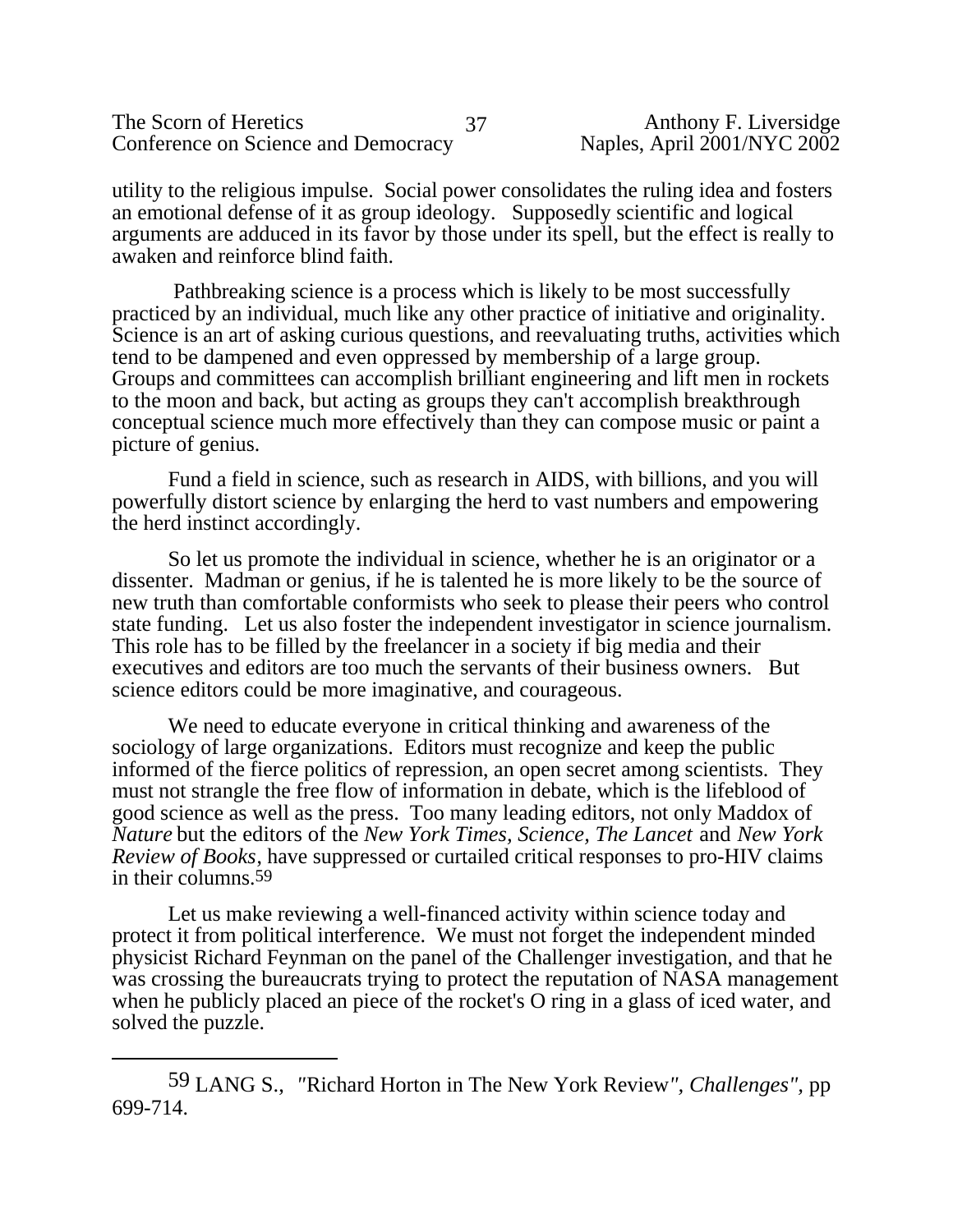utility to the religious impulse. Social power consolidates the ruling idea and fosters an emotional defense of it as group ideology. Supposedly scientific and logical arguments are adduced in its favor by those under its spell, but the effect is really to awaken and reinforce blind faith.

Pathbreaking science is a process which is likely to be most successfully practiced by an individual, much like any other practice of initiative and originality. Science is an art of asking curious questions, and reevaluating truths, activities which tend to be dampened and even oppressed by membership of a large group. Groups and committees can accomplish brilliant engineering and lift men in rockets to the moon and back, but acting as groups they can't accomplish breakthrough conceptual science much more effectively than they can compose music or paint a picture of genius.

Fund a field in science, such as research in AIDS, with billions, and you will powerfully distort science by enlarging the herd to vast numbers and empowering the herd instinct accordingly.

So let us promote the individual in science, whether he is an originator or a dissenter. Madman or genius, if he is talented he is more likely to be the source of new truth than comfortable conformists who seek to please their peers who control state funding. Let us also foster the independent investigator in science journalism. This role has to be filled by the freelancer in a society if big media and their executives and editors are too much the servants of their business owners. But science editors could be more imaginative, and courageous.

We need to educate everyone in critical thinking and awareness of the sociology of large organizations. Editors must recognize and keep the public informed of the fierce politics of repression, an open secret among scientists. They must not strangle the free flow of information in debate, which is the lifeblood of good science as well as the press. Too many leading editors, not only Maddox of *Nature* but the editors of the *New York Times, Science, The Lancet* and *New York Review of Books*, have suppressed or curtailed critical responses to pro-HIV claims in their columns.[59]

Let us make reviewing a well-financed activity within science today and protect it from political interference. We must not forget the independent minded physicist Richard Feynman on the panel of the Challenger investigation, and that he was crossing the bureaucrats trying to protect the reputation of NASA management when he publicly placed an piece of the rocket's O ring in a glass of iced water, and solved the puzzle.

---

[59] LANG S., "Richard Horton in The New York Review", *Challenges"*, pp 699-714.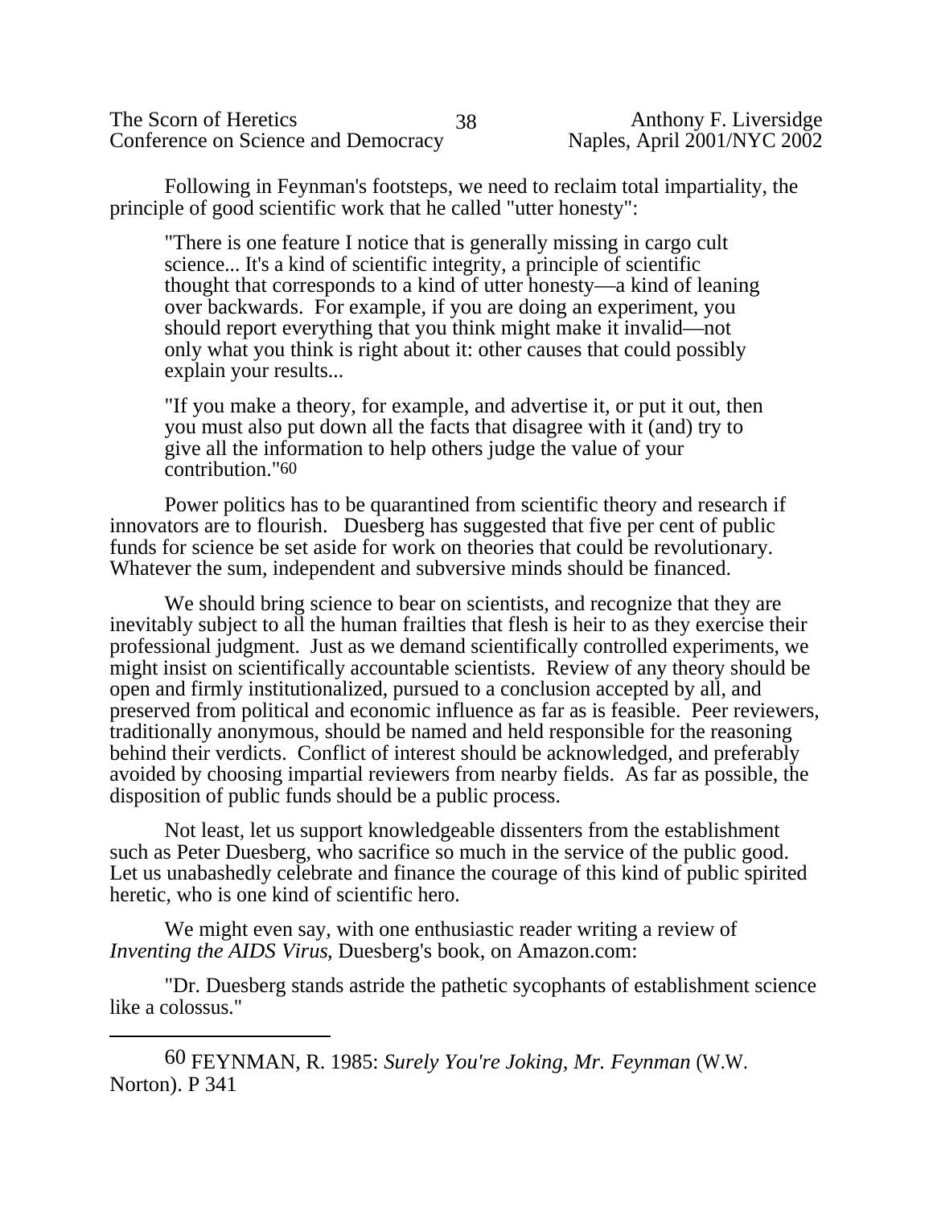Following in Feynman's footsteps, we need to reclaim total impartiality, the principle of good scientific work that he called "utter honesty":

> "There is one feature I notice that is generally missing in cargo cult science... It's a kind of scientific integrity, a principle of scientific thought that corresponds to a kind of utter honesty—a kind of leaning over backwards. For example, if you are doing an experiment, you should report everything that you think might make it invalid—not only what you think is right about it: other causes that could possibly explain your results...
>
> "If you make a theory, for example, and advertise it, or put it out, then you must also put down all the facts that disagree with it (and) try to give all the information to help others judge the value of your contribution."[60]

Power politics has to be quarantined from scientific theory and research if innovators are to flourish. Duesberg has suggested that five per cent of public funds for science be set aside for work on theories that could be revolutionary. Whatever the sum, independent and subversive minds should be financed.

We should bring science to bear on scientists, and recognize that they are inevitably subject to all the human frailties that flesh is heir to as they exercise their professional judgment. Just as we demand scientifically controlled experiments, we might insist on scientifically accountable scientists. Review of any theory should be open and firmly institutionalized, pursued to a conclusion accepted by all, and preserved from political and economic influence as far as is feasible. Peer reviewers, traditionally anonymous, should be named and held responsible for the reasoning behind their verdicts. Conflict of interest should be acknowledged, and preferably avoided by choosing impartial reviewers from nearby fields. As far as possible, the disposition of public funds should be a public process.

Not least, let us support knowledgeable dissenters from the establishment such as Peter Duesberg, who sacrifice so much in the service of the public good. Let us unabashedly celebrate and finance the courage of this kind of public spirited heretic, who is one kind of scientific hero.

We might even say, with one enthusiastic reader writing a review of *Inventing the AIDS Virus*, Duesberg's book, on Amazon.com:

"Dr. Duesberg stands astride the pathetic sycophants of establishment science like a colossus."

---

[60] FEYNMAN, R. 1985: *Surely You're Joking, Mr. Feynman* (W.W. Norton). P 341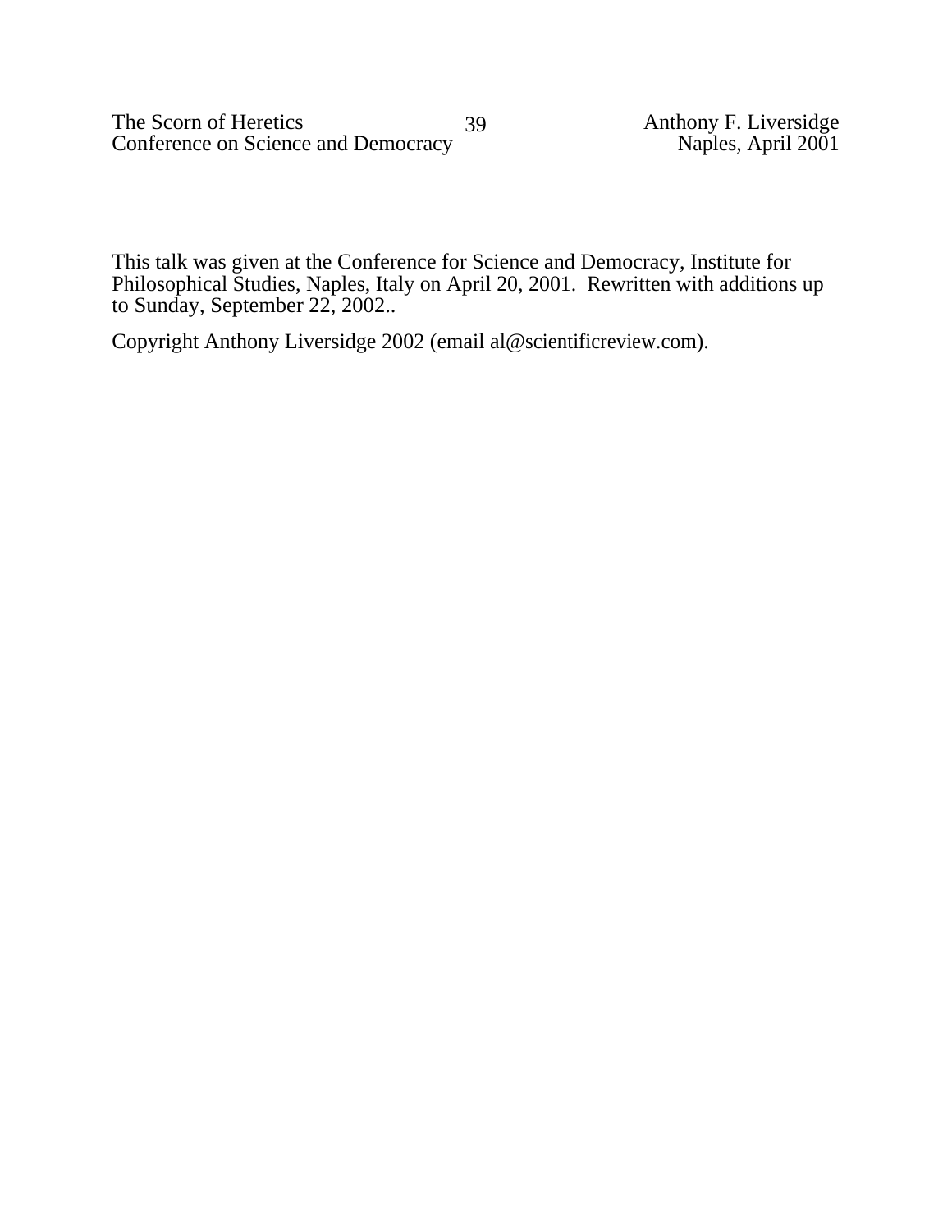This talk was given at the Conference for Science and Democracy, Institute for Philosophical Studies, Naples, Italy on April 20, 2001. Rewritten with additions up to Sunday, September 22, 2002..

Copyright Anthony Liversidge 2002 (email al@scientificreview.com).